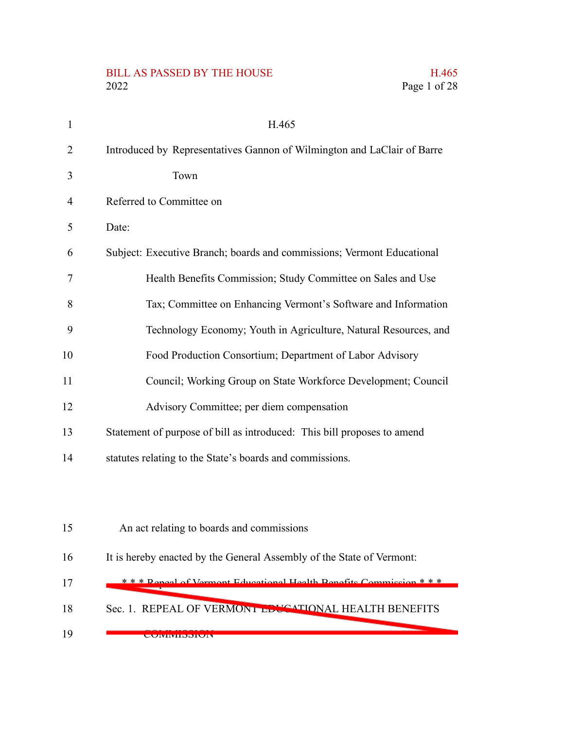H.465

Introduced by Representatives Gannon of Wilmington and LaClair of Barre Town

Referred to Committee on

Date:

Subject: Executive Branch; boards and commissions; Vermont Educational Health Benefits Commission; Study Committee on Sales and Use Tax; Committee on Enhancing Vermont's Software and Information Technology Economy; Youth in Agriculture, Natural Resources, and Food Production Consortium; Department of Labor Advisory Council; Working Group on State Workforce Development; Council Advisory Committee; per diem compensation

Statement of purpose of bill as introduced: This bill proposes to amend statutes relating to the State's boards and commissions.

An act relating to boards and commissions

It is hereby enacted by the General Assembly of the State of Vermont:

~~\* \* \* Repeal of Vermont Educational Health Benefits Commission \* \* \*~~

~~Sec. 1. REPEAL OF VERMONT EDUCATIONAL HEALTH BENEFITS COMMISSION~~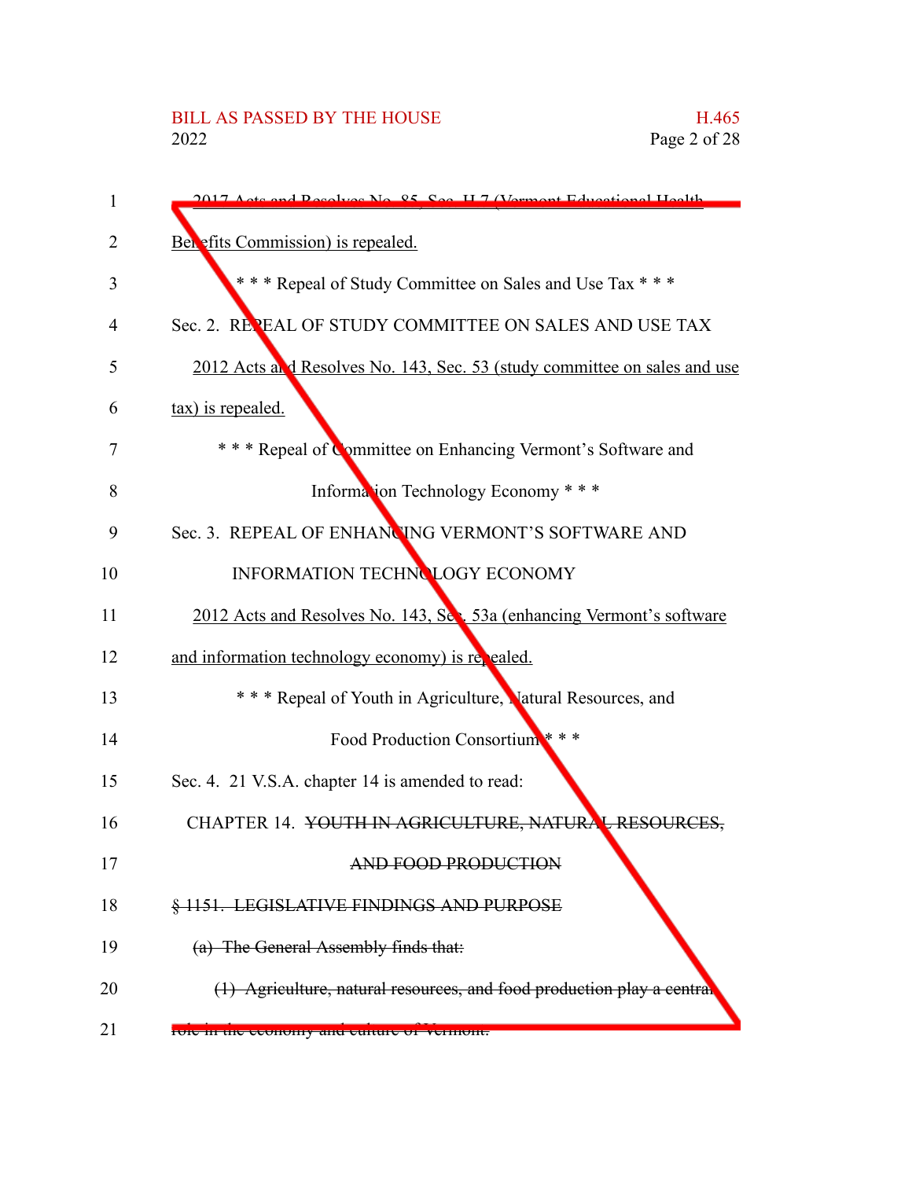2017 Acts and Resolves No. 85, Sec. H.7 (Vermont Educational Health Benefits Commission) is repealed.

\* \* \* Repeal of Study Committee on Sales and Use Tax \* \* \*

Sec. 2. REPEAL OF STUDY COMMITTEE ON SALES AND USE TAX

2012 Acts and Resolves No. 143, Sec. 53 (study committee on sales and use tax) is repealed.

\* \* \* Repeal of Committee on Enhancing Vermont's Software and Information Technology Economy \* \* \*

Sec. 3. REPEAL OF ENHANCING VERMONT'S SOFTWARE AND INFORMATION TECHNOLOGY ECONOMY

2012 Acts and Resolves No. 143, Sec. 53a (enhancing Vermont's software and information technology economy) is repealed.

\* \* \* Repeal of Youth in Agriculture, Natural Resources, and Food Production Consortium \* \* \*

Sec. 4. 21 V.S.A. chapter 14 is amended to read:

CHAPTER 14. ~~YOUTH IN AGRICULTURE, NATURAL RESOURCES, AND FOOD PRODUCTION~~

~~§ 1151. LEGISLATIVE FINDINGS AND PURPOSE~~

~~(a) The General Assembly finds that:~~

~~(1) Agriculture, natural resources, and food production play a central role in the economy and culture of Vermont.~~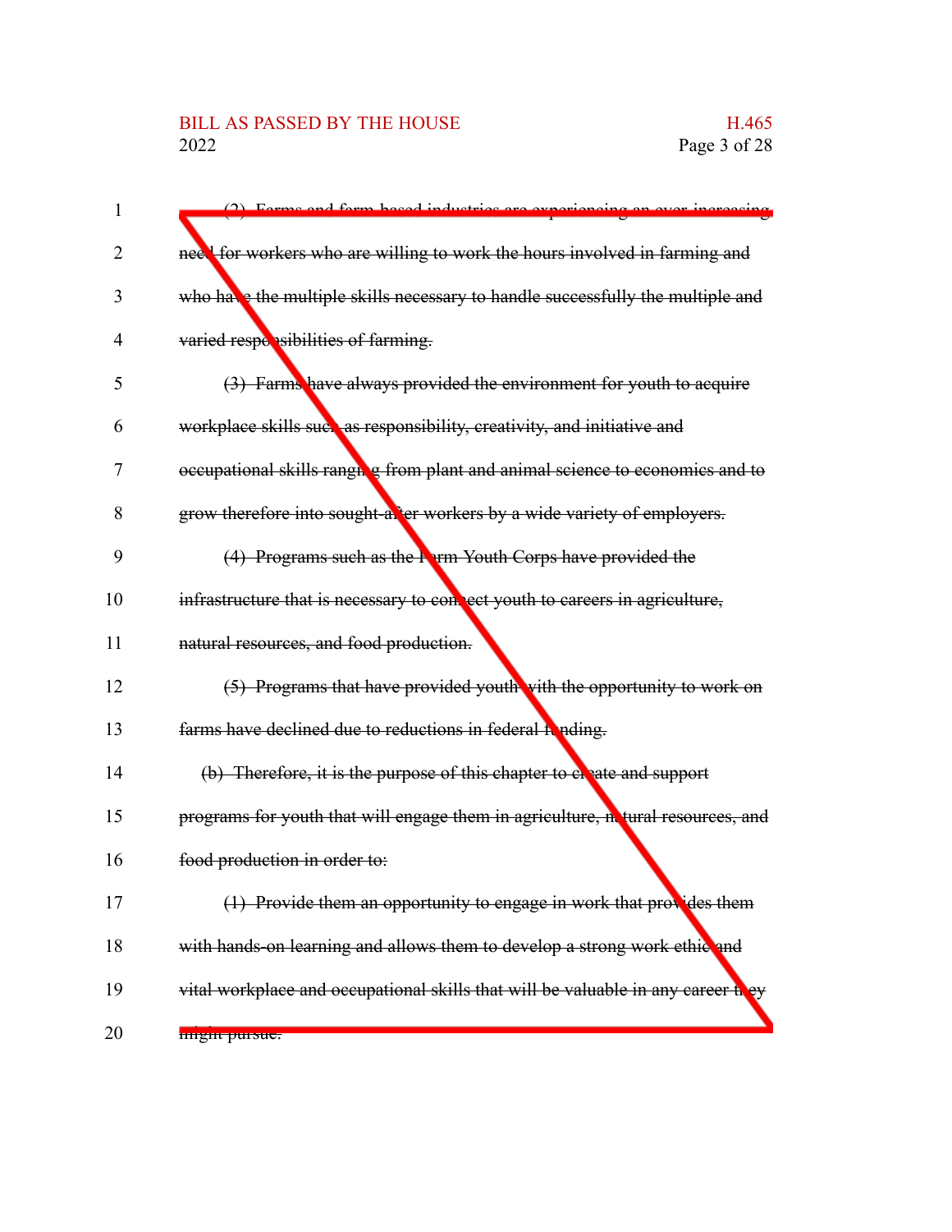~~(2) Farms and farm-based industries are experiencing an ever-increasing need for workers who are willing to work the hours involved in farming and who have the multiple skills necessary to handle successfully the multiple and varied responsibilities of farming.~~

~~(3) Farms have always provided the environment for youth to acquire workplace skills such as responsibility, creativity, and initiative and occupational skills ranging from plant and animal science to economics and to grow therefore into sought-after workers by a wide variety of employers.~~

~~(4) Programs such as the Farm Youth Corps have provided the infrastructure that is necessary to connect youth to careers in agriculture, natural resources, and food production.~~

~~(5) Programs that have provided youth with the opportunity to work on farms have declined due to reductions in federal funding.~~

~~(b) Therefore, it is the purpose of this chapter to create and support programs for youth that will engage them in agriculture, natural resources, and food production in order to:~~

~~(1) Provide them an opportunity to engage in work that provides them with hands-on learning and allows them to develop a strong work ethic and vital workplace and occupational skills that will be valuable in any career they might pursue.~~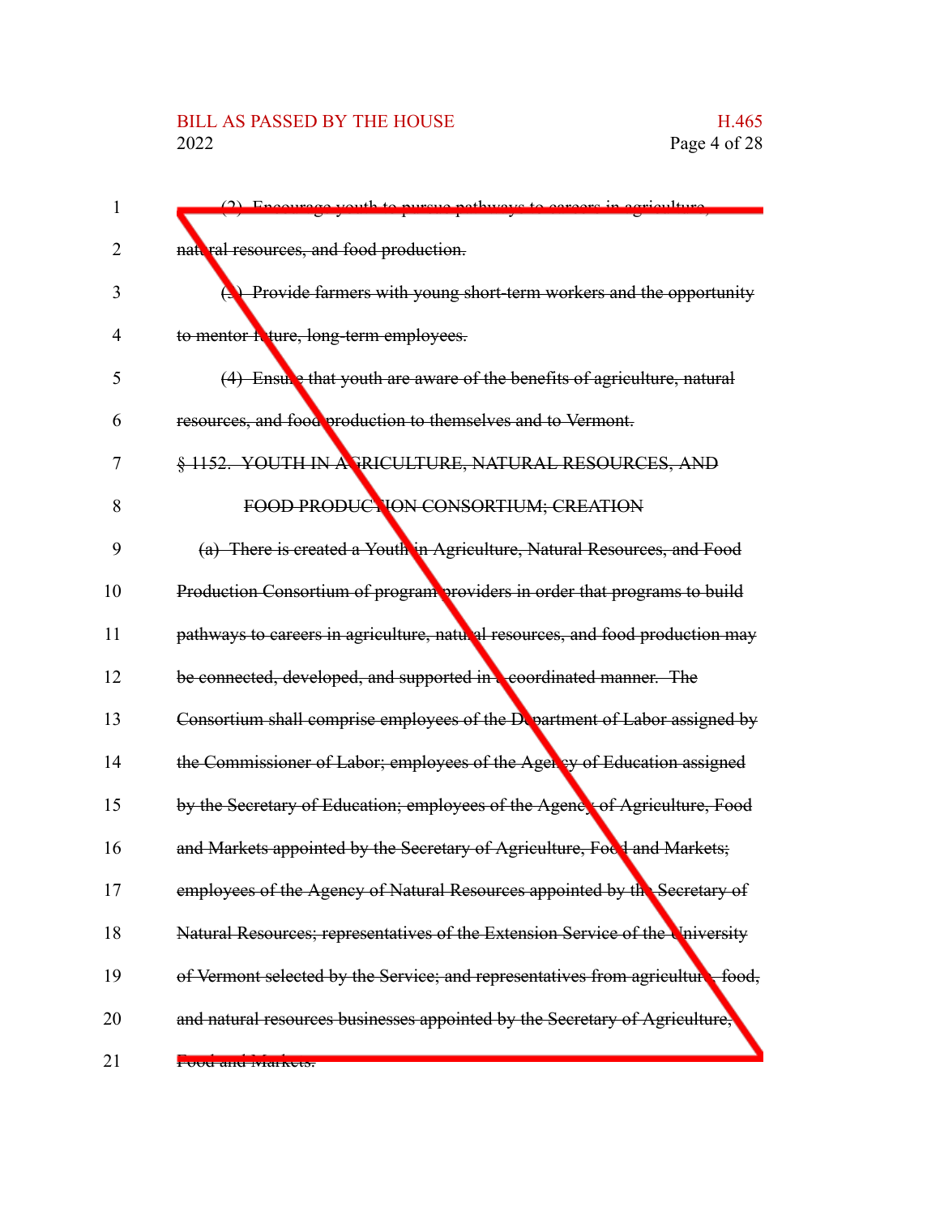~~(2) Encourage youth to pursue pathways to careers in agriculture, natural resources, and food production.~~

~~(3) Provide farmers with young short-term workers and the opportunity to mentor future, long-term employees.~~

~~(4) Ensure that youth are aware of the benefits of agriculture, natural resources, and food production to themselves and to Vermont.~~

~~§ 1152. YOUTH IN AGRICULTURE, NATURAL RESOURCES, AND FOOD PRODUCTION CONSORTIUM; CREATION~~

~~(a) There is created a Youth in Agriculture, Natural Resources, and Food Production Consortium of program providers in order that programs to build pathways to careers in agriculture, natural resources, and food production may be connected, developed, and supported in a coordinated manner. The Consortium shall comprise employees of the Department of Labor assigned by the Commissioner of Labor; employees of the Agency of Education assigned by the Secretary of Education; employees of the Agency of Agriculture, Food and Markets appointed by the Secretary of Agriculture, Food and Markets; employees of the Agency of Natural Resources appointed by the Secretary of Natural Resources; representatives of the Extension Service of the University of Vermont selected by the Service; and representatives from agriculture, food, and natural resources businesses appointed by the Secretary of Agriculture, Food and Markets.~~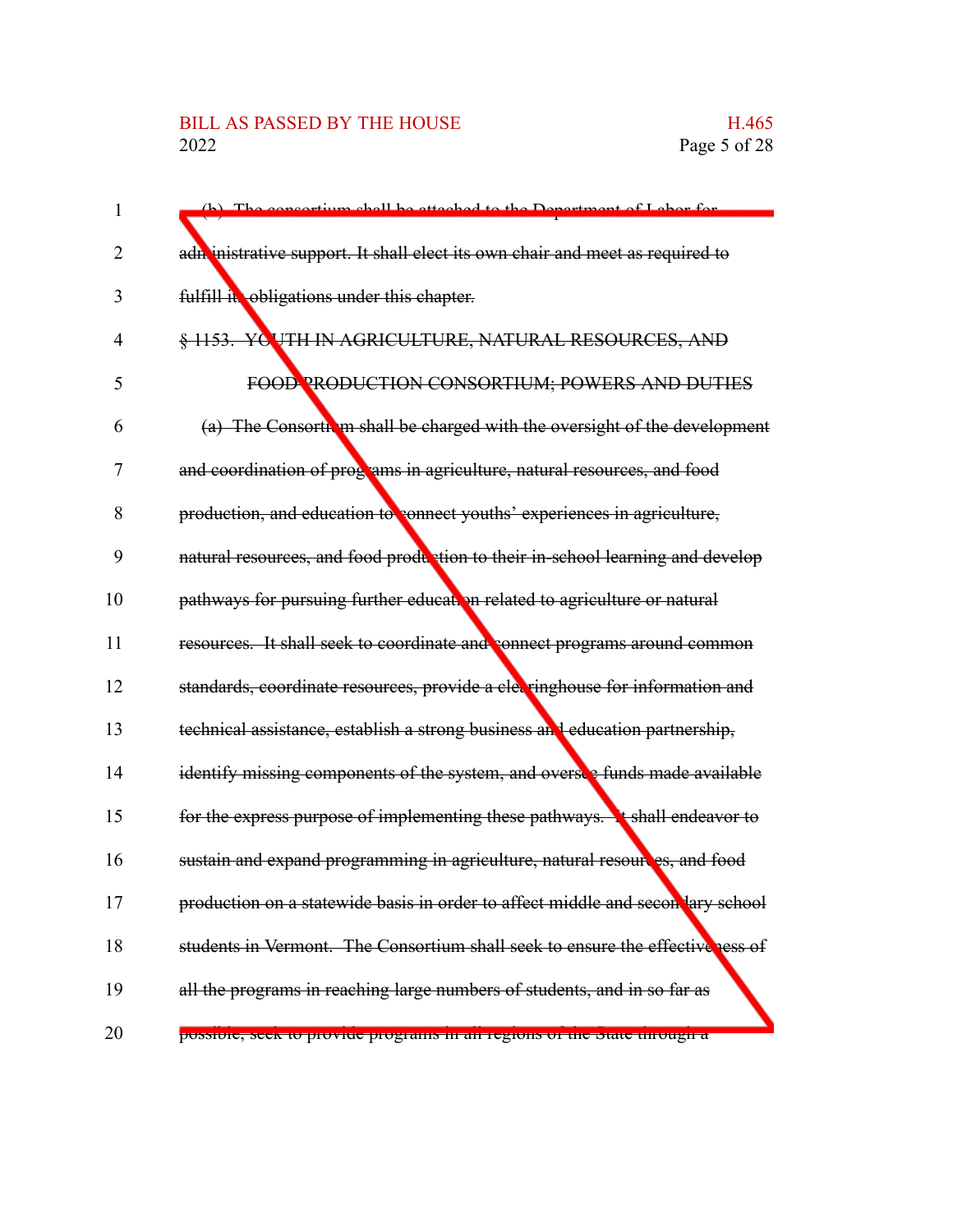~~(b) The consortium shall be attached to the Department of Labor for administrative support. It shall elect its own chair and meet as required to fulfill its obligations under this chapter.~~

~~§ 1153. YOUTH IN AGRICULTURE, NATURAL RESOURCES, AND FOOD PRODUCTION CONSORTIUM; POWERS AND DUTIES~~

~~(a) The Consortium shall be charged with the oversight of the development and coordination of programs in agriculture, natural resources, and food production, and education to connect youths' experiences in agriculture, natural resources, and food production to their in-school learning and develop pathways for pursuing further education related to agriculture or natural resources. It shall seek to coordinate and connect programs around common standards, coordinate resources, provide a clearinghouse for information and technical assistance, establish a strong business and education partnership, identify missing components of the system, and oversee funds made available for the express purpose of implementing these pathways. It shall endeavor to sustain and expand programming in agriculture, natural resources, and food production on a statewide basis in order to affect middle and secondary school students in Vermont. The Consortium shall seek to ensure the effectiveness of all the programs in reaching large numbers of students, and in so far as possible, seek to provide programs in all regions of the State through a~~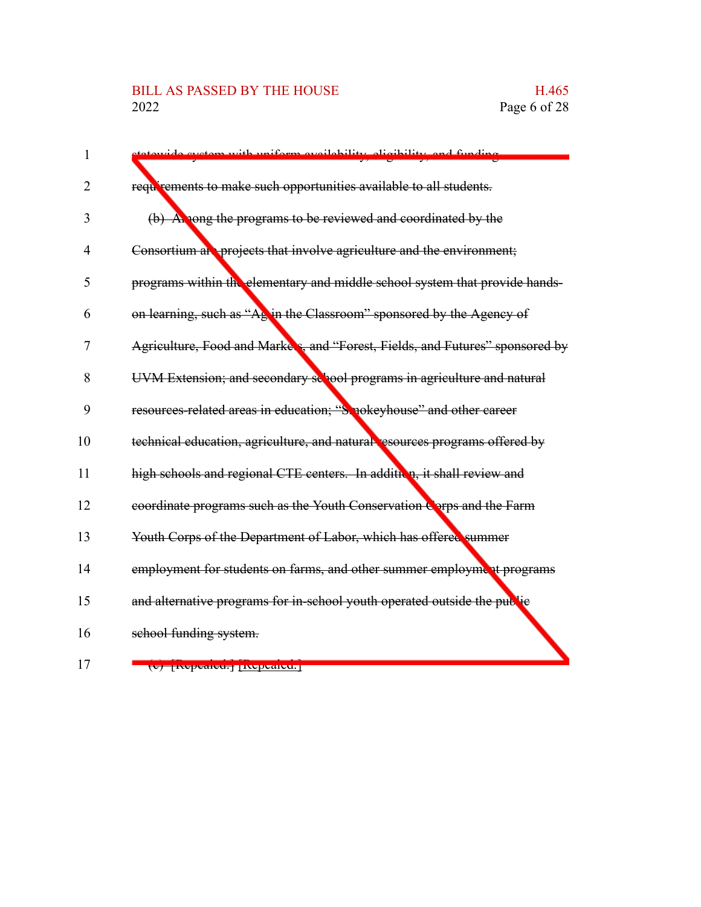~~statewide system with uniform availability, eligibility, and funding requirements to make such opportunities available to all students.~~

~~(b) Among the programs to be reviewed and coordinated by the Consortium are projects that involve agriculture and the environment; programs within the elementary and middle school system that provide hands-on learning, such as "Ag in the Classroom" sponsored by the Agency of Agriculture, Food and Markets, and "Forest, Fields, and Futures" sponsored by UVM Extension; and secondary school programs in agriculture and natural resources-related areas in education; "Smokeyhouse" and other career technical education, agriculture, and natural resources programs offered by high schools and regional CTE centers. In addition, it shall review and coordinate programs such as the Youth Conservation Corps and the Farm Youth Corps of the Department of Labor, which has offered summer employment for students on farms, and other summer employment programs and alternative programs for in-school youth operated outside the public school funding system.~~

~~(c) [Repealed.] [Repealed.]~~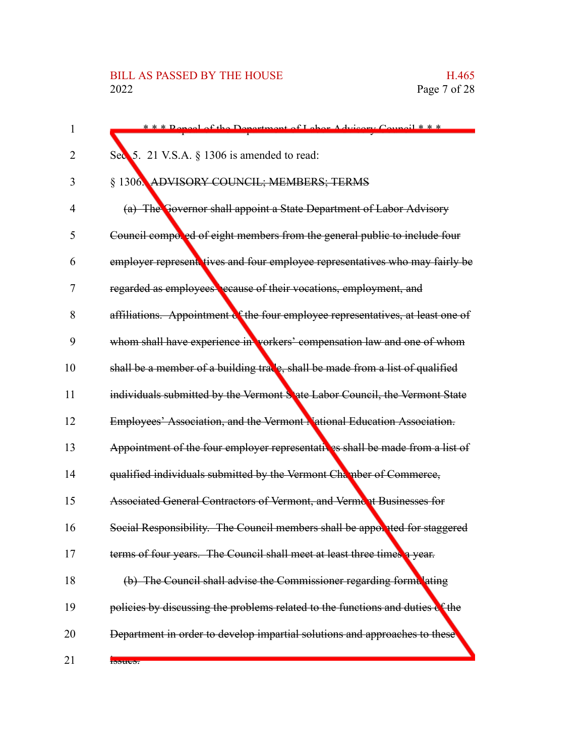\* \* \* Repeal of the Department of Labor Advisory Council \* \* \*

Sec. 5. 21 V.S.A. § 1306 is amended to read:

§ 1306. ~~ADVISORY COUNCIL; MEMBERS; TERMS~~

~~(a) The Governor shall appoint a State Department of Labor Advisory Council composed of eight members from the general public to include four employer representatives and four employee representatives who may fairly be regarded as employees because of their vocations, employment, and affiliations. Appointment of the four employee representatives, at least one of whom shall have experience in workers' compensation law and one of whom shall be a member of a building trade, shall be made from a list of qualified individuals submitted by the Vermont State Labor Council, the Vermont State Employees' Association, and the Vermont National Education Association. Appointment of the four employer representatives shall be made from a list of qualified individuals submitted by the Vermont Chamber of Commerce, Associated General Contractors of Vermont, and Vermont Businesses for Social Responsibility. The Council members shall be appointed for staggered terms of four years. The Council shall meet at least three times a year.~~

~~(b) The Council shall advise the Commissioner regarding formulating policies by discussing the problems related to the functions and duties of the Department in order to develop impartial solutions and approaches to these issues.~~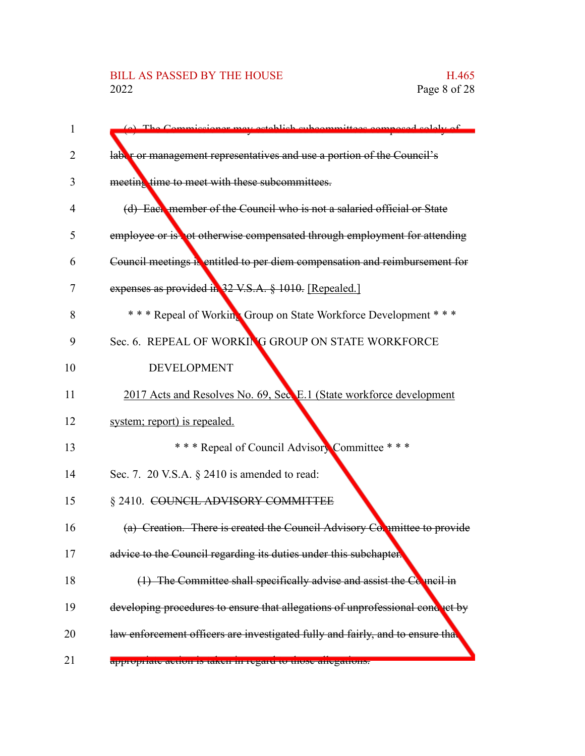~~(c) The Commissioner may establish subcommittees composed solely of labor or management representatives and use a portion of the Council's meeting time to meet with these subcommittees.~~

~~(d) Each member of the Council who is not a salaried official or State employee or is not otherwise compensated through employment for attending Council meetings is entitled to per diem compensation and reimbursement for expenses as provided in 32 V.S.A. § 1010.~~ [Repealed.]

\* \* \* Repeal of Working Group on State Workforce Development \* \* \*

Sec. 6. REPEAL OF WORKING GROUP ON STATE WORKFORCE DEVELOPMENT

2017 Acts and Resolves No. 69, Sec. E.1 (State workforce development system; report) is repealed.

\* \* \* Repeal of Council Advisory Committee \* \* \*

Sec. 7. 20 V.S.A. § 2410 is amended to read:

§ 2410. ~~COUNCIL ADVISORY COMMITTEE~~

~~(a) Creation. There is created the Council Advisory Committee to provide advice to the Council regarding its duties under this subchapter.~~

~~(1) The Committee shall specifically advise and assist the Council in developing procedures to ensure that allegations of unprofessional conduct by law enforcement officers are investigated fully and fairly, and to ensure that appropriate action is taken in regard to those allegations.~~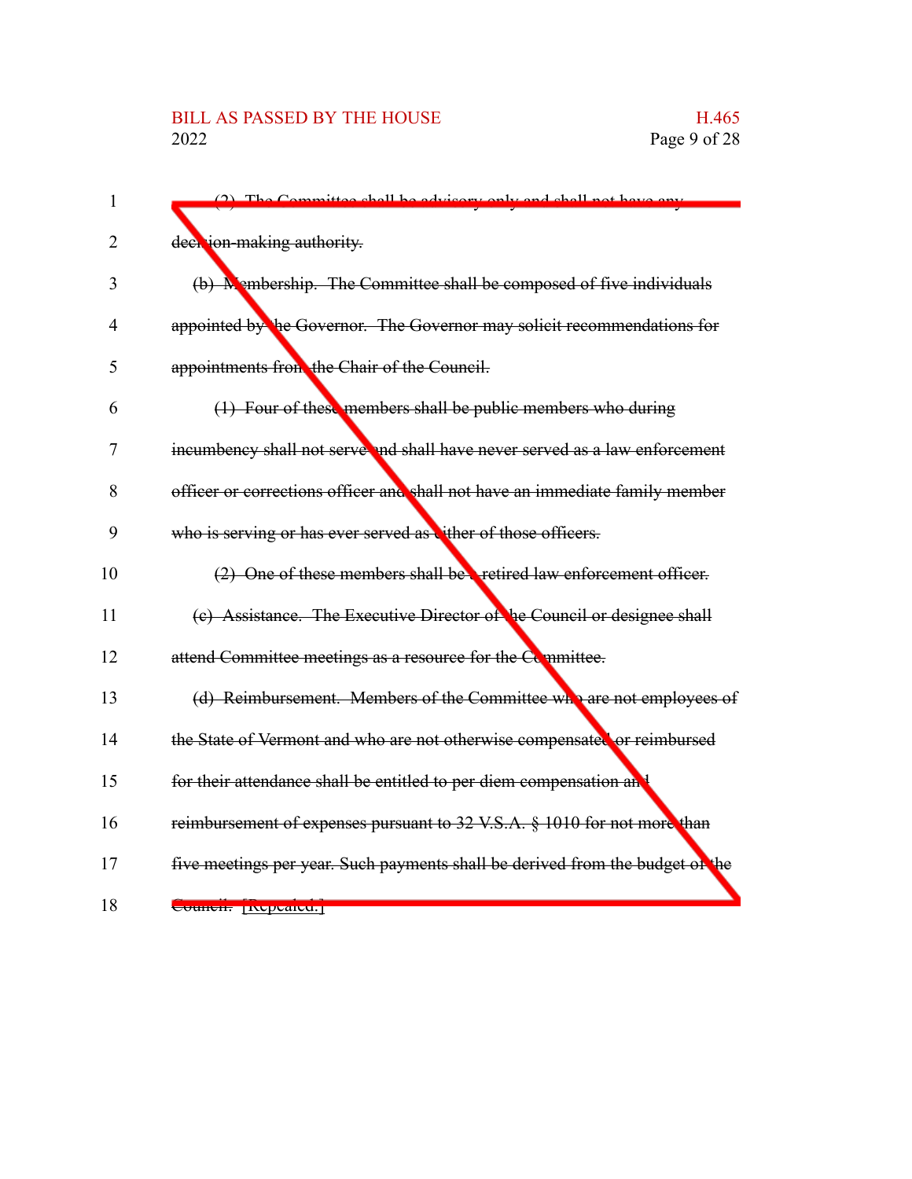~~(2) The Committee shall be advisory only and shall not have any decision-making authority.~~

~~(b) Membership. The Committee shall be composed of five individuals appointed by the Governor. The Governor may solicit recommendations for appointments from the Chair of the Council.~~

~~(1) Four of these members shall be public members who during incumbency shall not serve and shall have never served as a law enforcement officer or corrections officer and shall not have an immediate family member who is serving or has ever served as either of those officers.~~

~~(2) One of these members shall be a retired law enforcement officer.~~

~~(c) Assistance. The Executive Director of the Council or designee shall attend Committee meetings as a resource for the Committee.~~

~~(d) Reimbursement. Members of the Committee who are not employees of the State of Vermont and who are not otherwise compensated or reimbursed for their attendance shall be entitled to per diem compensation and reimbursement of expenses pursuant to 32 V.S.A. § 1010 for not more than five meetings per year. Such payments shall be derived from the budget of the Council.~~ [Repealed.]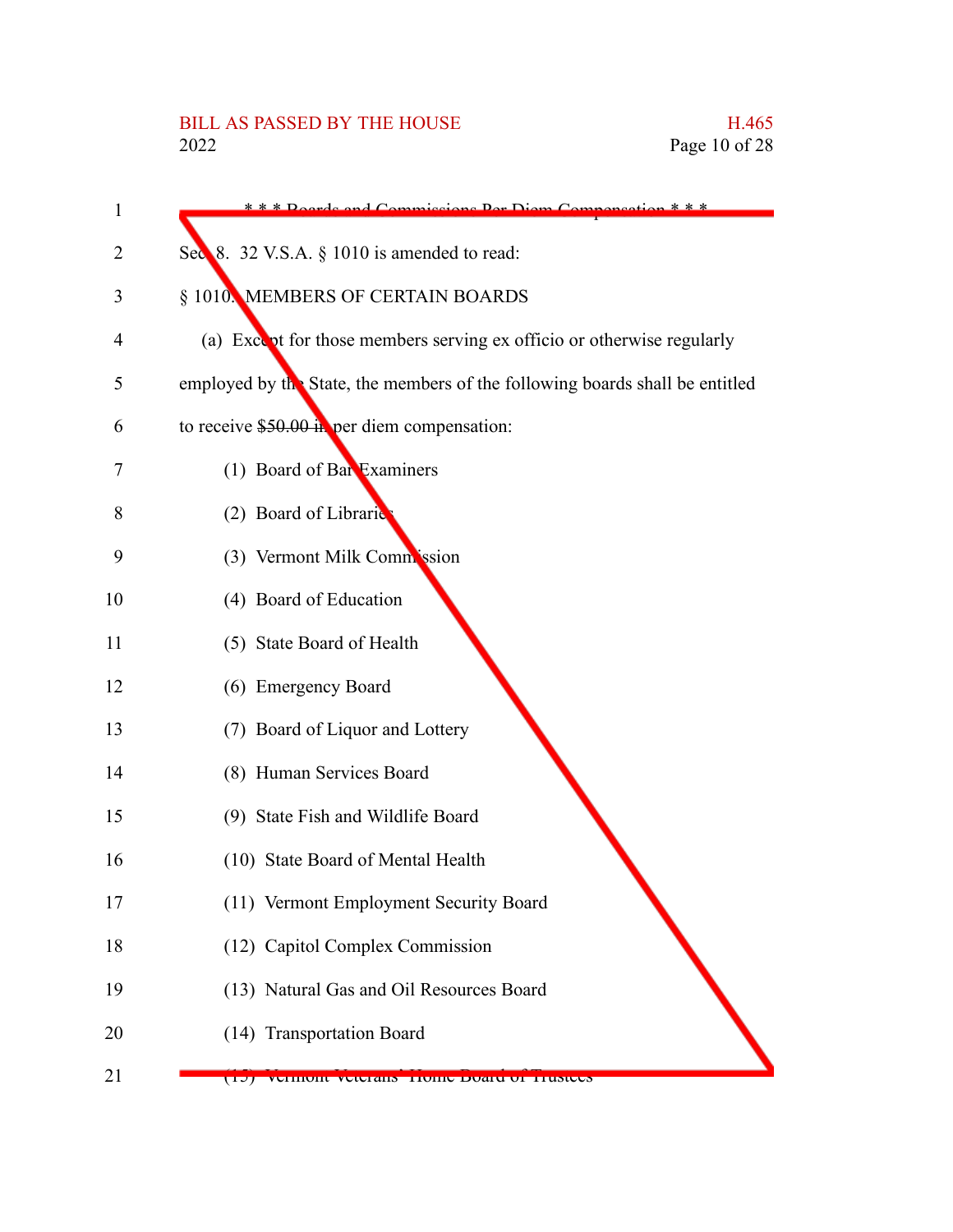* * * Boards and Commissions Per Diem Compensation * * *

Sec. 8. 32 V.S.A. § 1010 is amended to read:

§ 1010. MEMBERS OF CERTAIN BOARDS

(a) Except for those members serving ex officio or otherwise regularly employed by the State, the members of the following boards shall be entitled to receive ~~$50.00 in~~ per diem compensation:

(1) Board of Bar Examiners

(2) Board of Libraries

(3) Vermont Milk Commission

(4) Board of Education

(5) State Board of Health

(6) Emergency Board

(7) Board of Liquor and Lottery

(8) Human Services Board

(9) State Fish and Wildlife Board

(10) State Board of Mental Health

(11) Vermont Employment Security Board

(12) Capitol Complex Commission

(13) Natural Gas and Oil Resources Board

(14) Transportation Board

(15) Vermont Veterans' Home Board of Trustees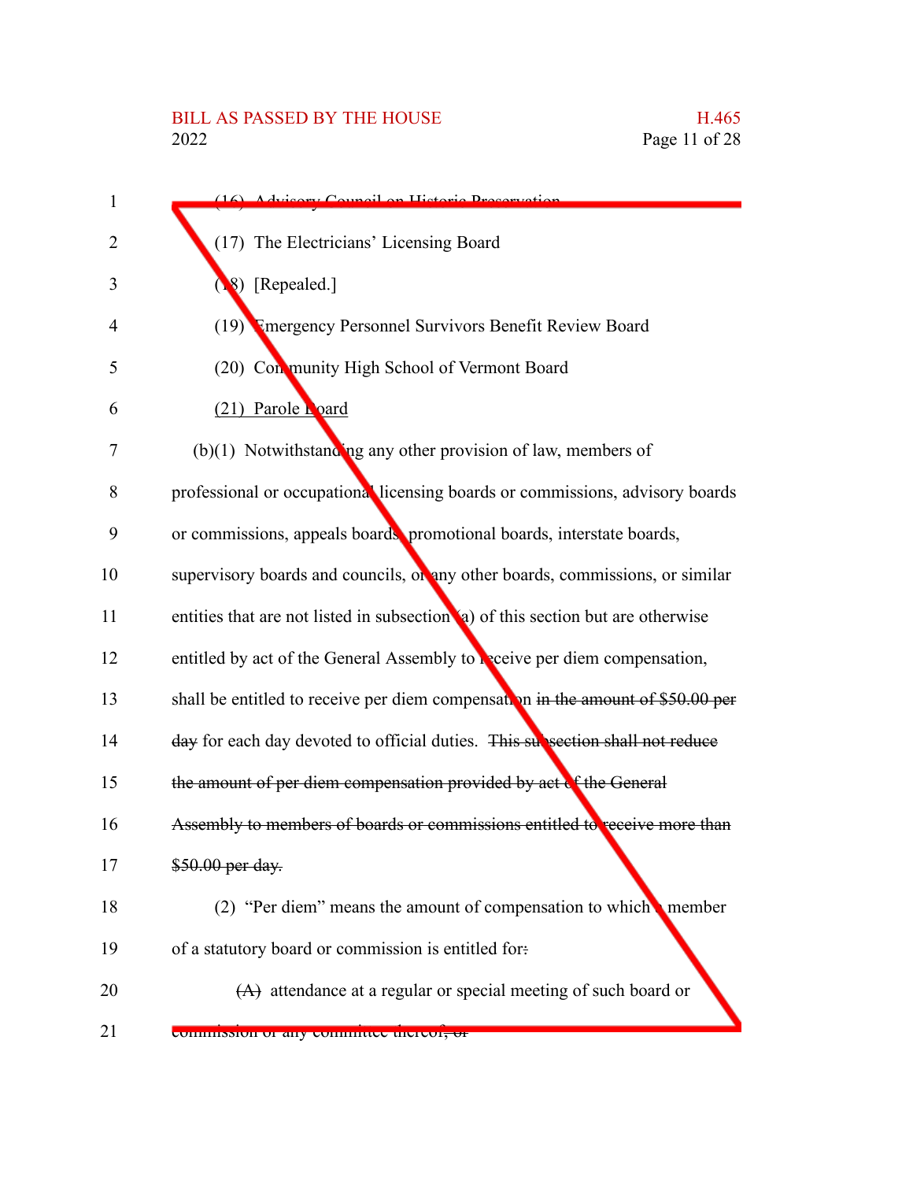(16) Advisory Council on Historic Preservation

(17) The Electricians' Licensing Board

(18) [Repealed.]

(19) Emergency Personnel Survivors Benefit Review Board

(20) Community High School of Vermont Board

<u>(21) Parole Board</u>

(b)(1) Notwithstanding any other provision of law, members of professional or occupational licensing boards or commissions, advisory boards or commissions, appeals boards, promotional boards, interstate boards, supervisory boards and councils, or any other boards, commissions, or similar entities that are not listed in subsection (a) of this section but are otherwise entitled by act of the General Assembly to receive per diem compensation, shall be entitled to receive per diem compensation ~~in the amount of $50.00 per day~~ for each day devoted to official duties. ~~This subsection shall not reduce the amount of per diem compensation provided by act of the General Assembly to members of boards or commissions entitled to receive more than $50.00 per day.~~

(2) "Per diem" means the amount of compensation to which a member of a statutory board or commission is entitled for~~:~~

~~(A)~~ attendance at a regular or special meeting of such board or commission or any committee thereof~~; or~~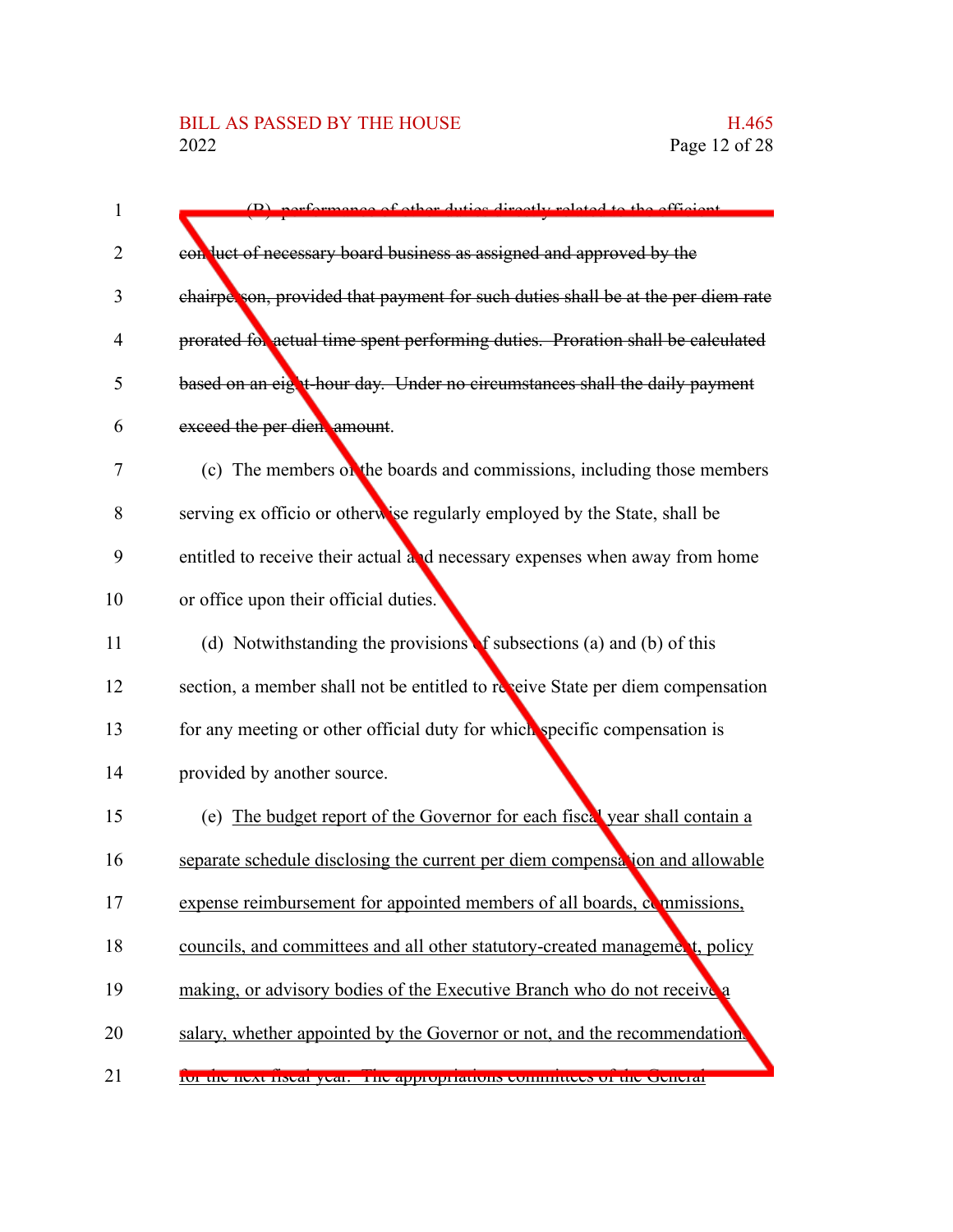(B) performance of other duties directly related to the efficient conduct of necessary board business as assigned and approved by the chairperson, provided that payment for such duties shall be at the per diem rate prorated for actual time spent performing duties. Proration shall be calculated based on an eight-hour day. Under no circumstances shall the daily payment exceed the per diem amount.

(c) The members of the boards and commissions, including those members serving ex officio or otherwise regularly employed by the State, shall be entitled to receive their actual and necessary expenses when away from home or office upon their official duties.

(d) Notwithstanding the provisions of subsections (a) and (b) of this section, a member shall not be entitled to receive State per diem compensation for any meeting or other official duty for which specific compensation is provided by another source.

(e) The budget report of the Governor for each fiscal year shall contain a separate schedule disclosing the current per diem compensation and allowable expense reimbursement for appointed members of all boards, commissions, councils, and committees and all other statutory-created management, policy making, or advisory bodies of the Executive Branch who do not receive a salary, whether appointed by the Governor or not, and the recommendations for the next fiscal year. The appropriations committees of the General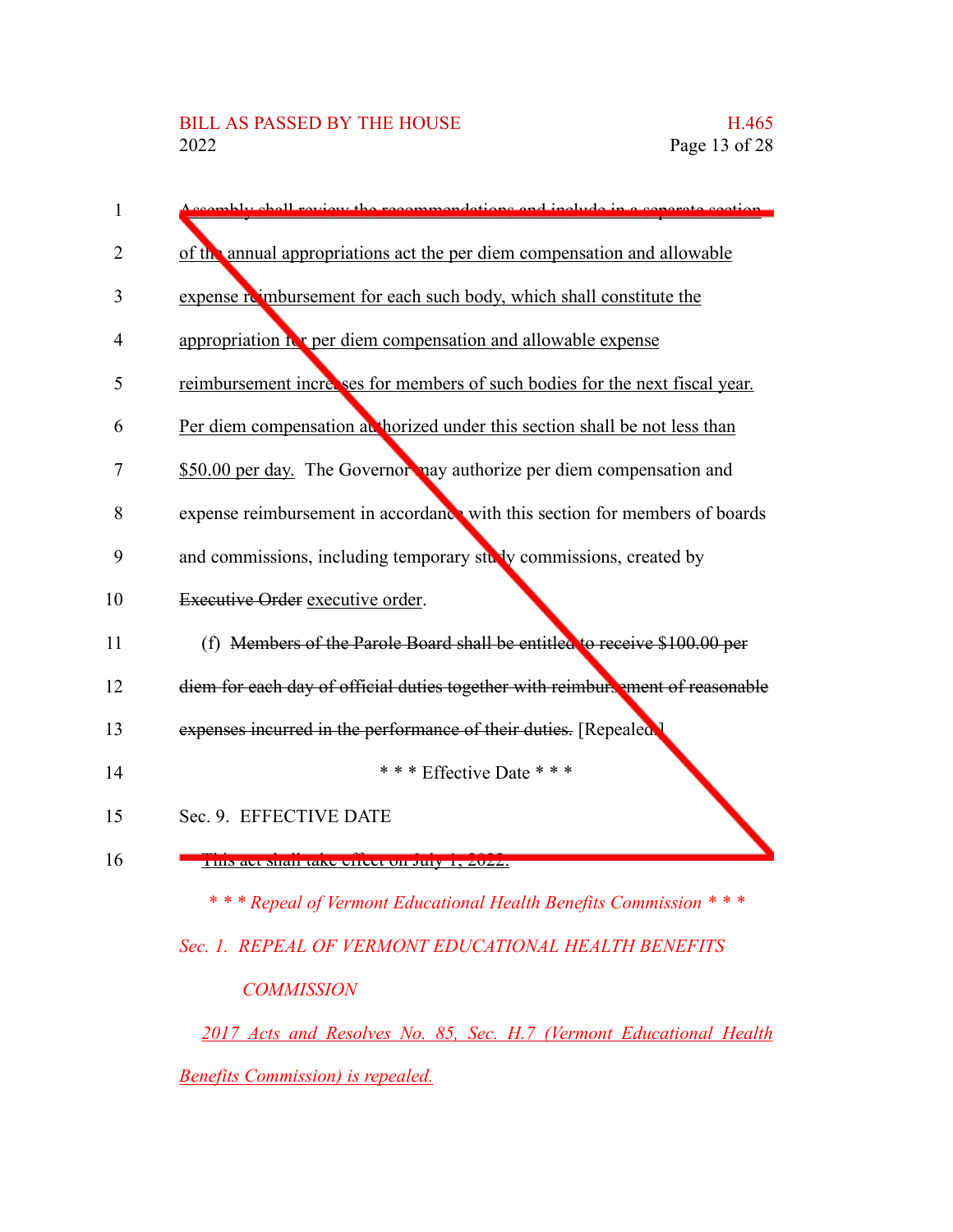Assembly shall review the recommendations and include in a separate section of the annual appropriations act the per diem compensation and allowable expense reimbursement for each such body, which shall constitute the appropriation for per diem compensation and allowable expense reimbursement increases for members of such bodies for the next fiscal year. Per diem compensation authorized under this section shall be not less than $50.00 per day. The Governor may authorize per diem compensation and expense reimbursement in accordance with this section for members of boards and commissions, including temporary study commissions, created by ~~Executive Order~~ executive order.

(f) ~~Members of the Parole Board shall be entitled to receive $100.00 per diem for each day of official duties together with reimbursement of reasonable expenses incurred in the performance of their duties.~~ [Repealed.]

\* \* \* Effective Date \* \* \*

Sec. 9. EFFECTIVE DATE

This act shall take effect on July 1, 2022.

*\* \* \* Repeal of Vermont Educational Health Benefits Commission \* \* \**

*Sec. 1. REPEAL OF VERMONT EDUCATIONAL HEALTH BENEFITS COMMISSION*

*2017 Acts and Resolves No. 85, Sec. H.7 (Vermont Educational Health Benefits Commission) is repealed.*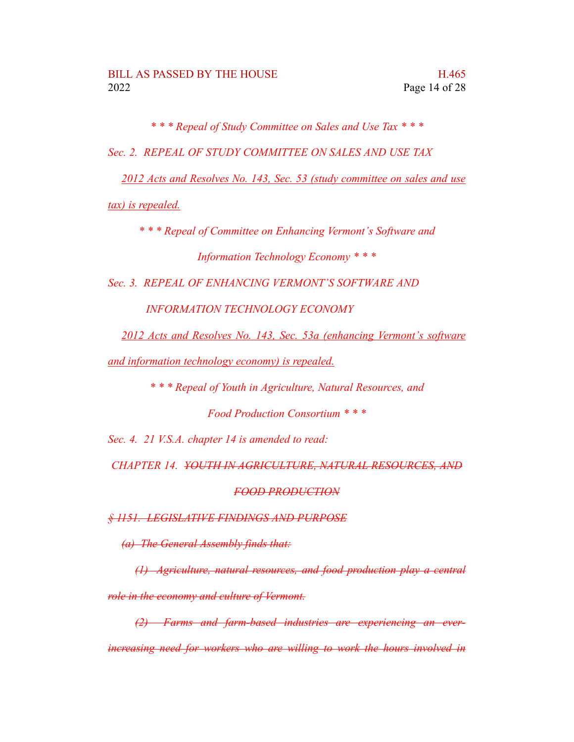*\* \* \* Repeal of Study Committee on Sales and Use Tax \* \* \**

*Sec. 2. REPEAL OF STUDY COMMITTEE ON SALES AND USE TAX*

<u>*2012 Acts and Resolves No. 143, Sec. 53 (study committee on sales and use tax) is repealed.*</u>

*\* \* \* Repeal of Committee on Enhancing Vermont's Software and Information Technology Economy \* \* \**

*Sec. 3. REPEAL OF ENHANCING VERMONT'S SOFTWARE AND INFORMATION TECHNOLOGY ECONOMY*

<u>*2012 Acts and Resolves No. 143, Sec. 53a (enhancing Vermont's software and information technology economy) is repealed.*</u>

*\* \* \* Repeal of Youth in Agriculture, Natural Resources, and Food Production Consortium \* \* \**

*Sec. 4. 21 V.S.A. chapter 14 is amended to read:*

*CHAPTER 14.* ~~*YOUTH IN AGRICULTURE, NATURAL RESOURCES, AND FOOD PRODUCTION*~~

~~*§ 1151. LEGISLATIVE FINDINGS AND PURPOSE*~~

~~*(a) The General Assembly finds that:*~~

~~*(1) Agriculture, natural resources, and food production play a central role in the economy and culture of Vermont.*~~

~~*(2) Farms and farm-based industries are experiencing an ever-increasing need for workers who are willing to work the hours involved in*~~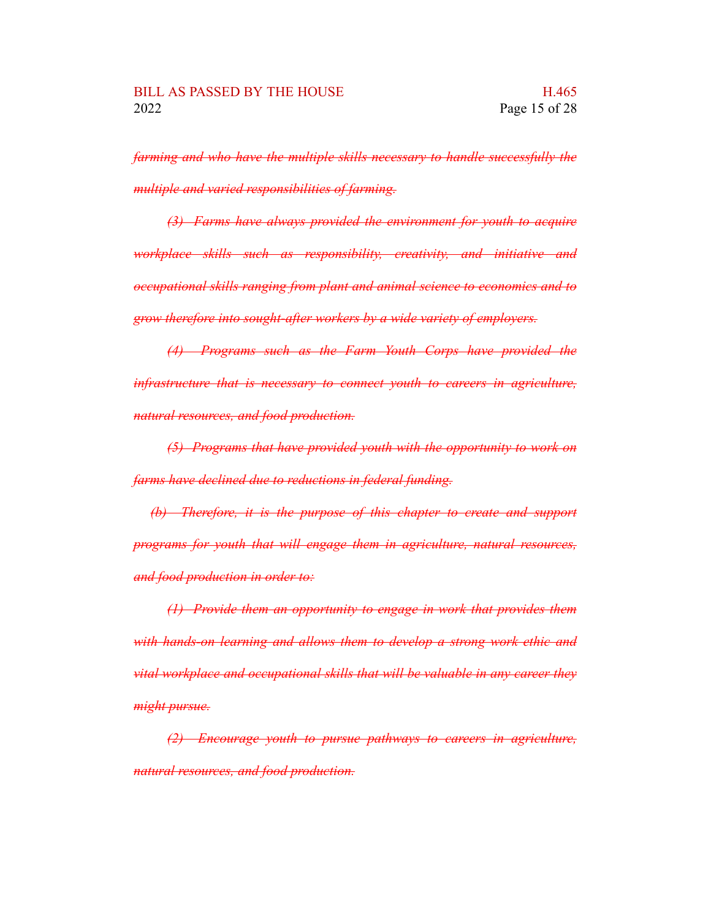~~*farming and who have the multiple skills necessary to handle successfully the multiple and varied responsibilities of farming.*~~

~~*(3) Farms have always provided the environment for youth to acquire workplace skills such as responsibility, creativity, and initiative and occupational skills ranging from plant and animal science to economics and to grow therefore into sought-after workers by a wide variety of employers.*~~

~~*(4) Programs such as the Farm Youth Corps have provided the infrastructure that is necessary to connect youth to careers in agriculture, natural resources, and food production.*~~

~~*(5) Programs that have provided youth with the opportunity to work on farms have declined due to reductions in federal funding.*~~

~~*(b) Therefore, it is the purpose of this chapter to create and support programs for youth that will engage them in agriculture, natural resources, and food production in order to:*~~

~~*(1) Provide them an opportunity to engage in work that provides them with hands-on learning and allows them to develop a strong work ethic and vital workplace and occupational skills that will be valuable in any career they might pursue.*~~

~~*(2) Encourage youth to pursue pathways to careers in agriculture, natural resources, and food production.*~~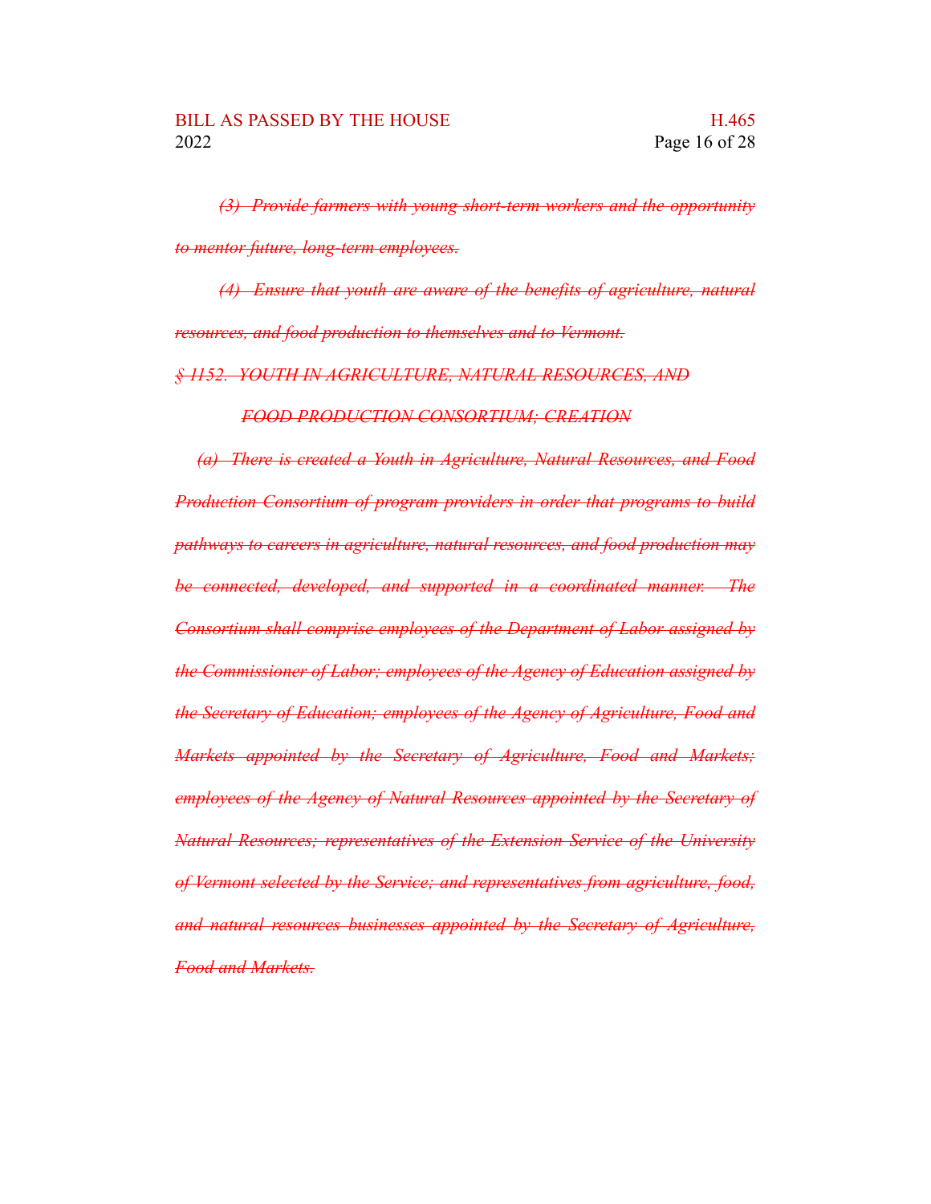~~*(3) Provide farmers with young short-term workers and the opportunity to mentor future, long-term employees.*~~

~~*(4) Ensure that youth are aware of the benefits of agriculture, natural resources, and food production to themselves and to Vermont.*~~

~~*§ 1152. YOUTH IN AGRICULTURE, NATURAL RESOURCES, AND FOOD PRODUCTION CONSORTIUM; CREATION*~~

~~*(a) There is created a Youth in Agriculture, Natural Resources, and Food Production Consortium of program providers in order that programs to build pathways to careers in agriculture, natural resources, and food production may be connected, developed, and supported in a coordinated manner. The Consortium shall comprise employees of the Department of Labor assigned by the Commissioner of Labor; employees of the Agency of Education assigned by the Secretary of Education; employees of the Agency of Agriculture, Food and Markets appointed by the Secretary of Agriculture, Food and Markets; employees of the Agency of Natural Resources appointed by the Secretary of Natural Resources; representatives of the Extension Service of the University of Vermont selected by the Service; and representatives from agriculture, food, and natural resources businesses appointed by the Secretary of Agriculture, Food and Markets.*~~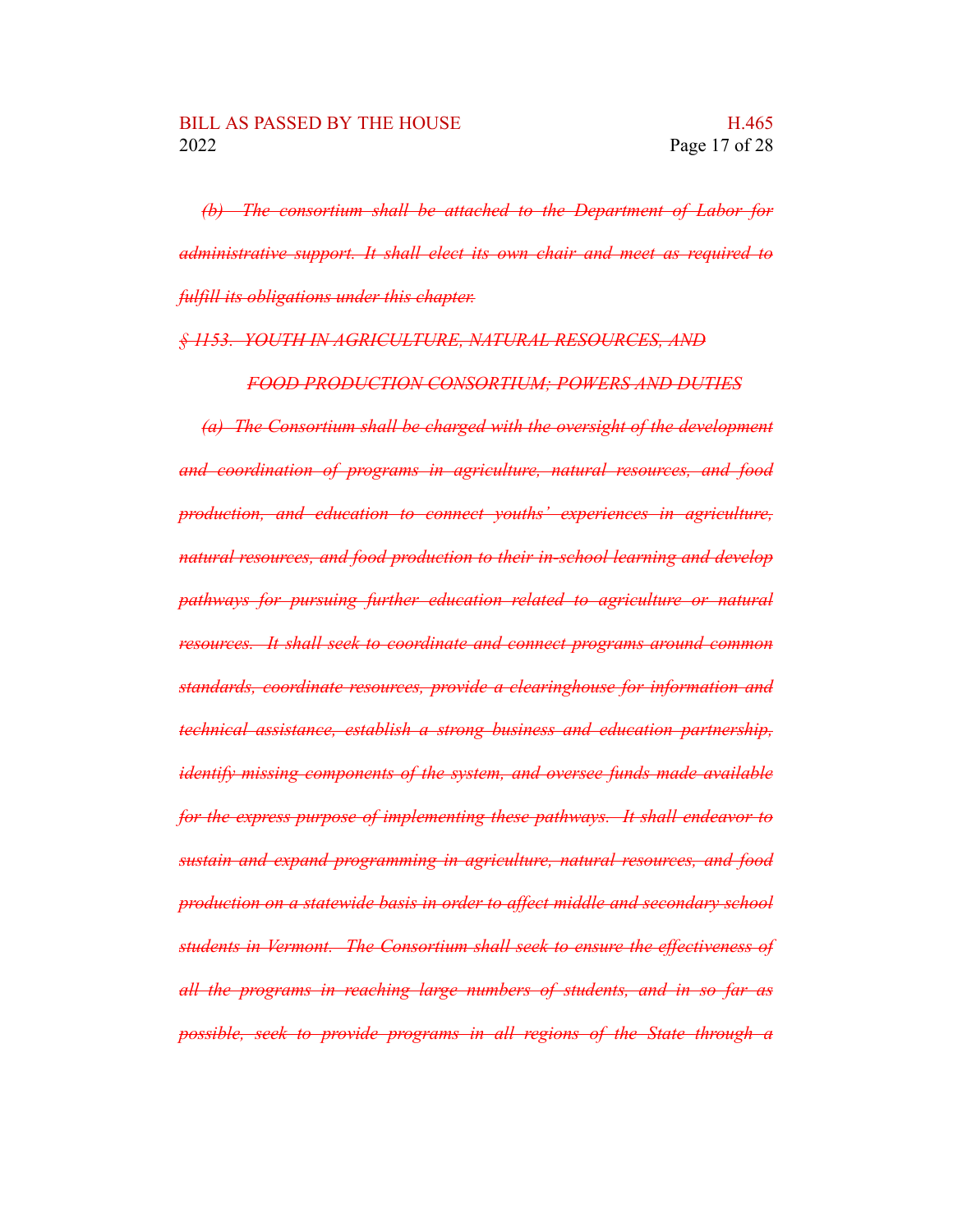~~*(b) The consortium shall be attached to the Department of Labor for administrative support. It shall elect its own chair and meet as required to fulfill its obligations under this chapter.*~~

~~*§ 1153. YOUTH IN AGRICULTURE, NATURAL RESOURCES, AND FOOD PRODUCTION CONSORTIUM; POWERS AND DUTIES*~~

~~*(a) The Consortium shall be charged with the oversight of the development and coordination of programs in agriculture, natural resources, and food production, and education to connect youths' experiences in agriculture, natural resources, and food production to their in-school learning and develop pathways for pursuing further education related to agriculture or natural resources. It shall seek to coordinate and connect programs around common standards, coordinate resources, provide a clearinghouse for information and technical assistance, establish a strong business and education partnership, identify missing components of the system, and oversee funds made available for the express purpose of implementing these pathways. It shall endeavor to sustain and expand programming in agriculture, natural resources, and food production on a statewide basis in order to affect middle and secondary school students in Vermont. The Consortium shall seek to ensure the effectiveness of all the programs in reaching large numbers of students, and in so far as possible, seek to provide programs in all regions of the State through a*~~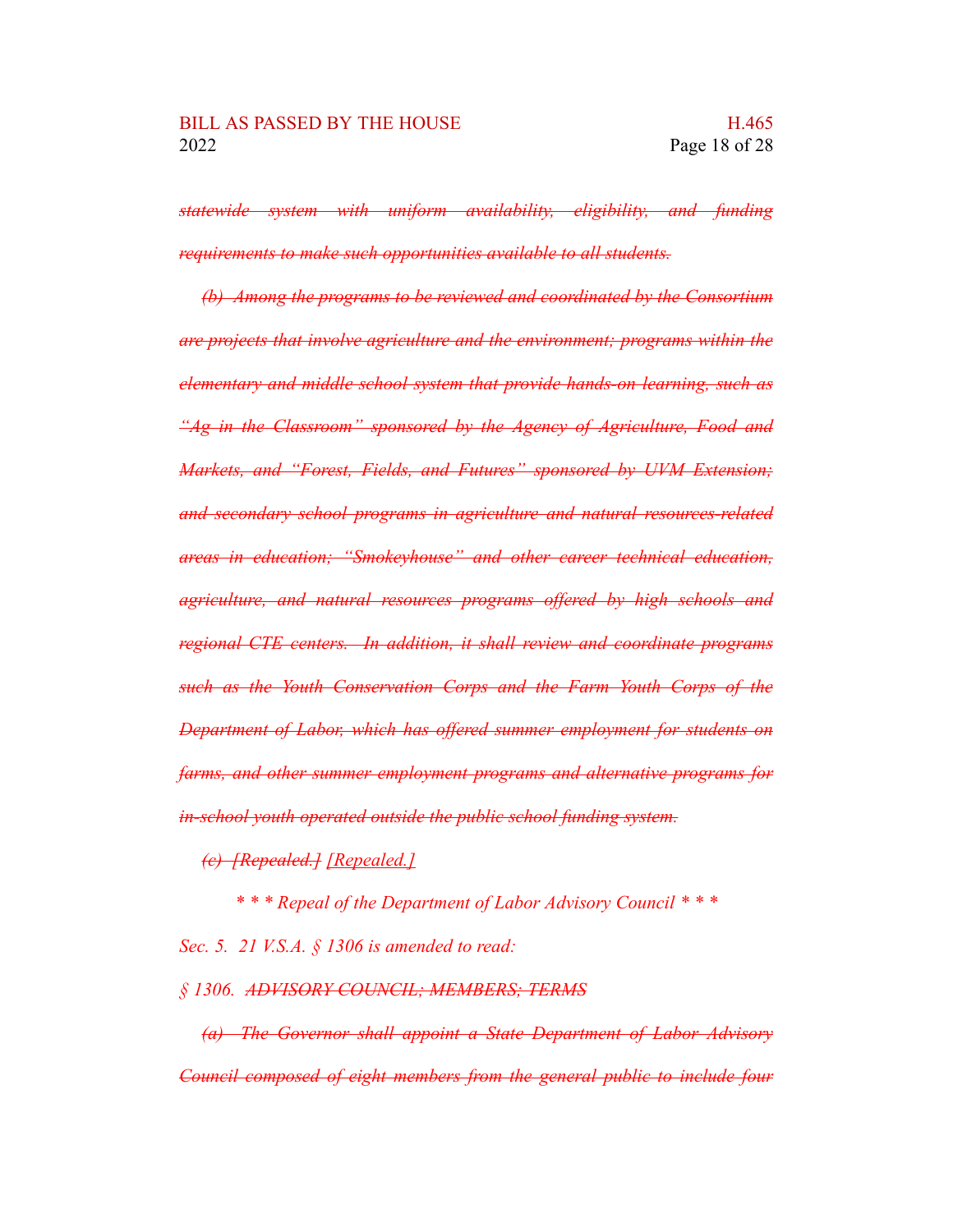~~*statewide system with uniform availability, eligibility, and funding requirements to make such opportunities available to all students.*~~

~~*(b) Among the programs to be reviewed and coordinated by the Consortium are projects that involve agriculture and the environment; programs within the elementary and middle school system that provide hands-on learning, such as "Ag in the Classroom" sponsored by the Agency of Agriculture, Food and Markets, and "Forest, Fields, and Futures" sponsored by UVM Extension; and secondary school programs in agriculture and natural resources-related areas in education; "Smokeyhouse" and other career technical education, agriculture, and natural resources programs offered by high schools and regional CTE centers. In addition, it shall review and coordinate programs such as the Youth Conservation Corps and the Farm Youth Corps of the Department of Labor, which has offered summer employment for students on farms, and other summer employment programs and alternative programs for in-school youth operated outside the public school funding system.*~~

~~*(c) [Repealed.]*~~ *[Repealed.]*

*\* \* \* Repeal of the Department of Labor Advisory Council \* \* \**

*Sec. 5. 21 V.S.A. § 1306 is amended to read:*

*§ 1306.* ~~*ADVISORY COUNCIL; MEMBERS; TERMS*~~

~~*(a) The Governor shall appoint a State Department of Labor Advisory Council composed of eight members from the general public to include four*~~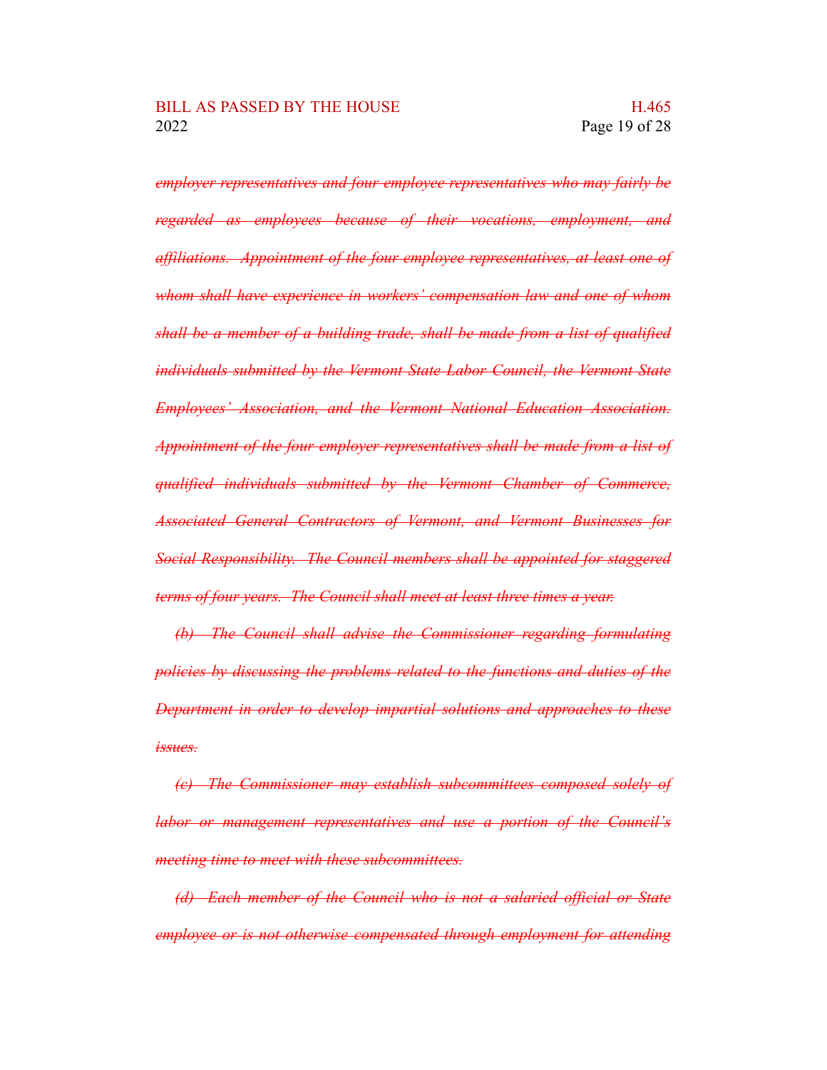~~*employer representatives and four employee representatives who may fairly be regarded as employees because of their vocations, employment, and affiliations. Appointment of the four employee representatives, at least one of whom shall have experience in workers' compensation law and one of whom shall be a member of a building trade, shall be made from a list of qualified individuals submitted by the Vermont State Labor Council, the Vermont State Employees' Association, and the Vermont National Education Association. Appointment of the four employer representatives shall be made from a list of qualified individuals submitted by the Vermont Chamber of Commerce, Associated General Contractors of Vermont, and Vermont Businesses for Social Responsibility. The Council members shall be appointed for staggered terms of four years. The Council shall meet at least three times a year.*~~

~~*(b) The Council shall advise the Commissioner regarding formulating policies by discussing the problems related to the functions and duties of the Department in order to develop impartial solutions and approaches to these issues.*~~

~~*(c) The Commissioner may establish subcommittees composed solely of labor or management representatives and use a portion of the Council's meeting time to meet with these subcommittees.*~~

~~*(d) Each member of the Council who is not a salaried official or State employee or is not otherwise compensated through employment for attending*~~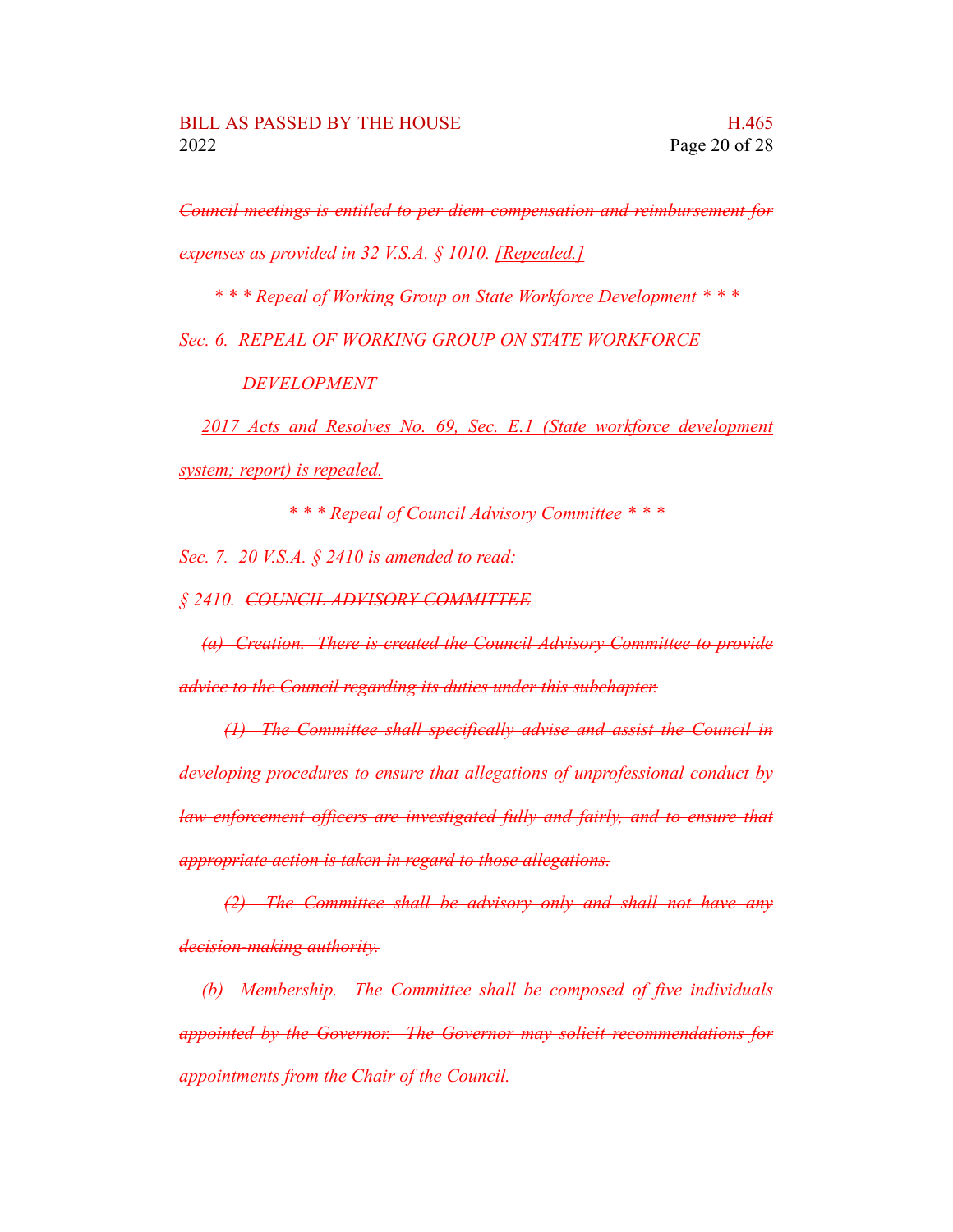~~*Council meetings is entitled to per diem compensation and reimbursement for expenses as provided in 32 V.S.A. § 1010.*~~ *[Repealed.]*

*\* \* \* Repeal of Working Group on State Workforce Development \* \* \**

*Sec. 6. REPEAL OF WORKING GROUP ON STATE WORKFORCE DEVELOPMENT*

*2017 Acts and Resolves No. 69, Sec. E.1 (State workforce development system; report) is repealed.*

*\* \* \* Repeal of Council Advisory Committee \* \* \**

*Sec. 7. 20 V.S.A. § 2410 is amended to read:*

*§ 2410.* ~~*COUNCIL ADVISORY COMMITTEE*~~

~~*(a) Creation. There is created the Council Advisory Committee to provide advice to the Council regarding its duties under this subchapter.*~~

~~*(1) The Committee shall specifically advise and assist the Council in developing procedures to ensure that allegations of unprofessional conduct by law enforcement officers are investigated fully and fairly, and to ensure that appropriate action is taken in regard to those allegations.*~~

~~*(2) The Committee shall be advisory only and shall not have any decision-making authority.*~~

~~*(b) Membership. The Committee shall be composed of five individuals appointed by the Governor. The Governor may solicit recommendations for appointments from the Chair of the Council.*~~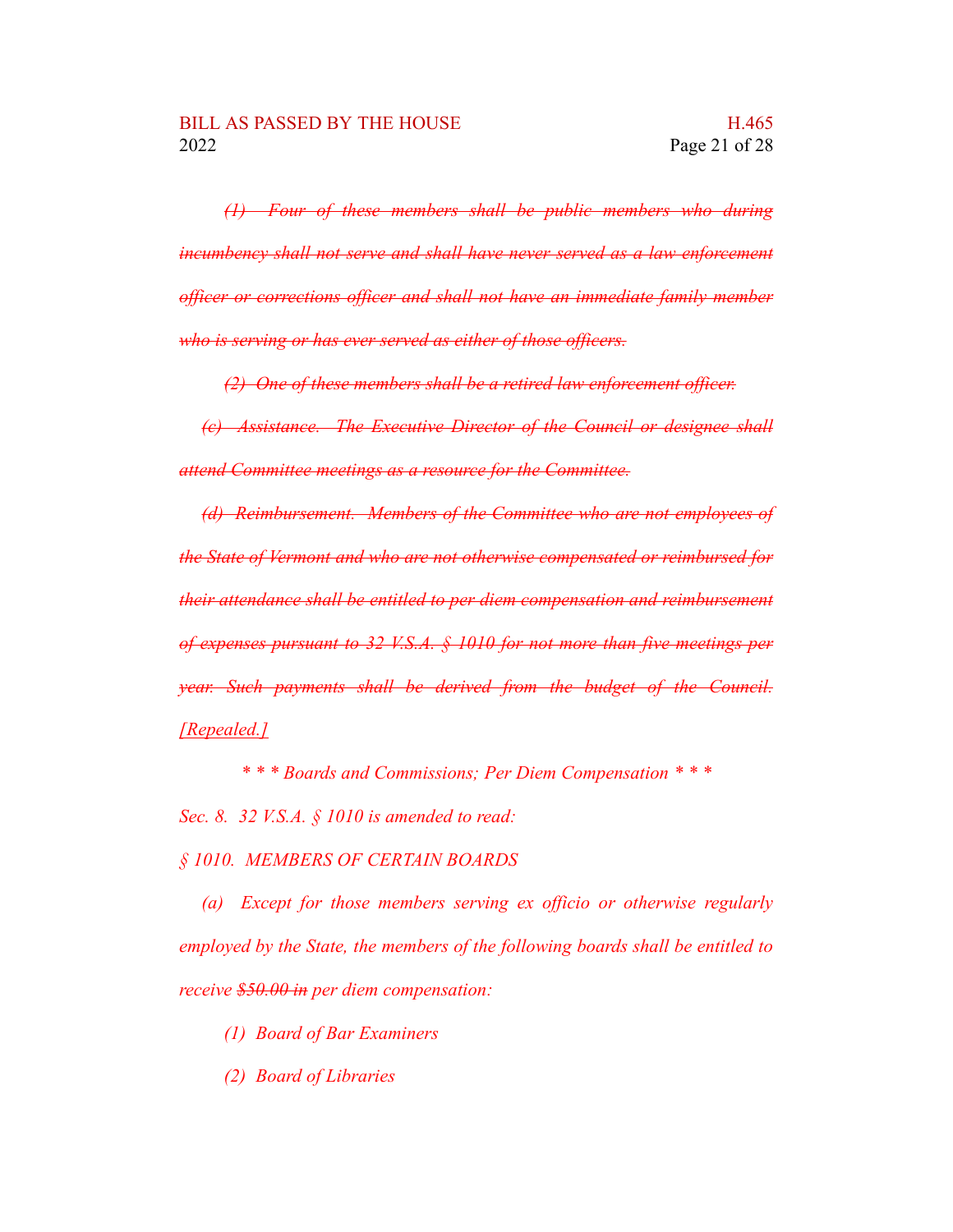*~~(1) Four of these members shall be public members who during incumbency shall not serve and shall have never served as a law enforcement officer or corrections officer and shall not have an immediate family member who is serving or has ever served as either of those officers.~~*

*~~(2) One of these members shall be a retired law enforcement officer.~~*

*~~(c) Assistance. The Executive Director of the Council or designee shall attend Committee meetings as a resource for the Committee.~~*

*~~(d) Reimbursement. Members of the Committee who are not employees of the State of Vermont and who are not otherwise compensated or reimbursed for their attendance shall be entitled to per diem compensation and reimbursement of expenses pursuant to 32 V.S.A. § 1010 for not more than five meetings per year. Such payments shall be derived from the budget of the Council.~~ <u>[Repealed.]</u>*

*\* \* \* Boards and Commissions; Per Diem Compensation \* \* \**

*Sec. 8. 32 V.S.A. § 1010 is amended to read:*

*§ 1010. MEMBERS OF CERTAIN BOARDS*

*(a) Except for those members serving ex officio or otherwise regularly employed by the State, the members of the following boards shall be entitled to receive ~~$50.00 in~~ per diem compensation:*

*(1) Board of Bar Examiners*

*(2) Board of Libraries*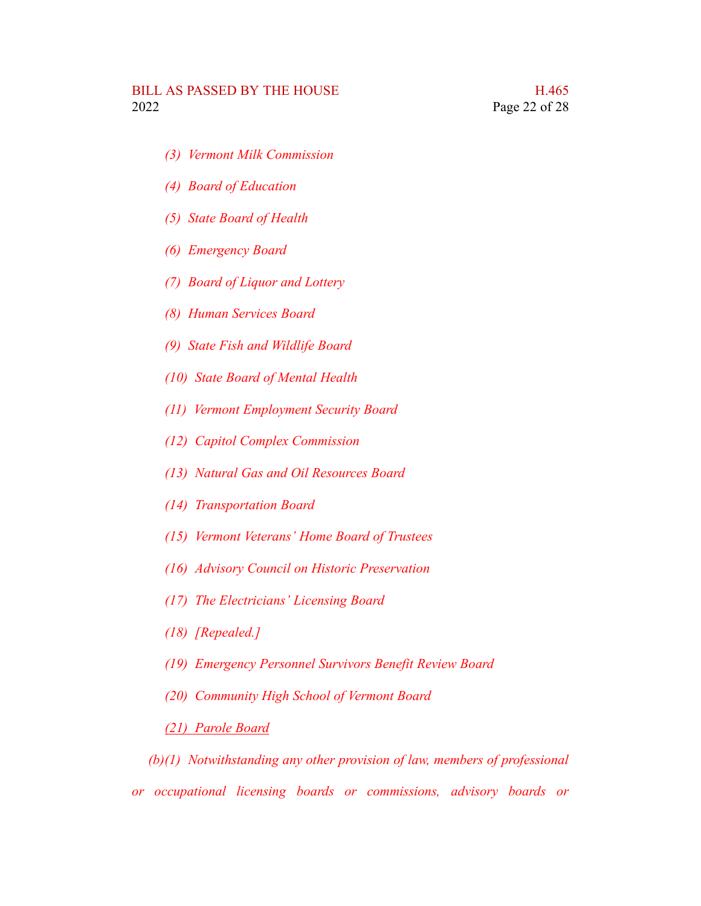*(3)  Vermont Milk Commission*

*(4)  Board of Education*

*(5)  State Board of Health*

*(6)  Emergency Board*

*(7)  Board of Liquor and Lottery*

*(8)  Human Services Board*

*(9)  State Fish and Wildlife Board*

*(10)  State Board of Mental Health*

*(11)  Vermont Employment Security Board*

*(12)  Capitol Complex Commission*

*(13)  Natural Gas and Oil Resources Board*

*(14)  Transportation Board*

*(15)  Vermont Veterans' Home Board of Trustees*

*(16)  Advisory Council on Historic Preservation*

*(17)  The Electricians' Licensing Board*

*(18)  [Repealed.]*

*(19)  Emergency Personnel Survivors Benefit Review Board*

*(20)  Community High School of Vermont Board*

<u>*(21)  Parole Board*</u>

*(b)(1)  Notwithstanding any other provision of law, members of professional or occupational licensing boards or commissions, advisory boards or*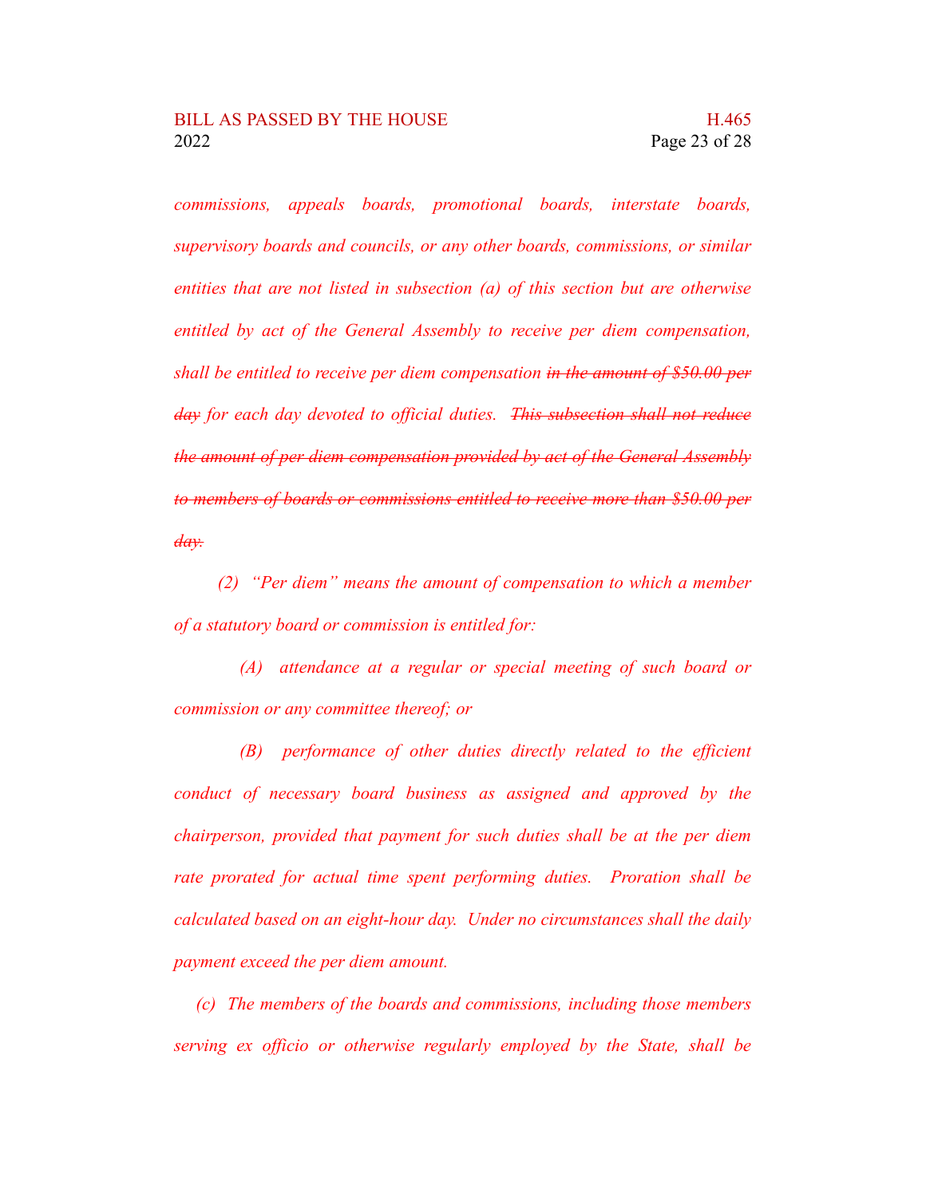*commissions, appeals boards, promotional boards, interstate boards, supervisory boards and councils, or any other boards, commissions, or similar entities that are not listed in subsection (a) of this section but are otherwise entitled by act of the General Assembly to receive per diem compensation, shall be entitled to receive per diem compensation ~~in the amount of $50.00 per day~~ for each day devoted to official duties. ~~This subsection shall not reduce the amount of per diem compensation provided by act of the General Assembly to members of boards or commissions entitled to receive more than $50.00 per day.~~*

*(2) "Per diem" means the amount of compensation to which a member of a statutory board or commission is entitled for:*

*(A) attendance at a regular or special meeting of such board or commission or any committee thereof; or*

*(B) performance of other duties directly related to the efficient conduct of necessary board business as assigned and approved by the chairperson, provided that payment for such duties shall be at the per diem rate prorated for actual time spent performing duties. Proration shall be calculated based on an eight-hour day. Under no circumstances shall the daily payment exceed the per diem amount.*

*(c) The members of the boards and commissions, including those members serving ex officio or otherwise regularly employed by the State, shall be*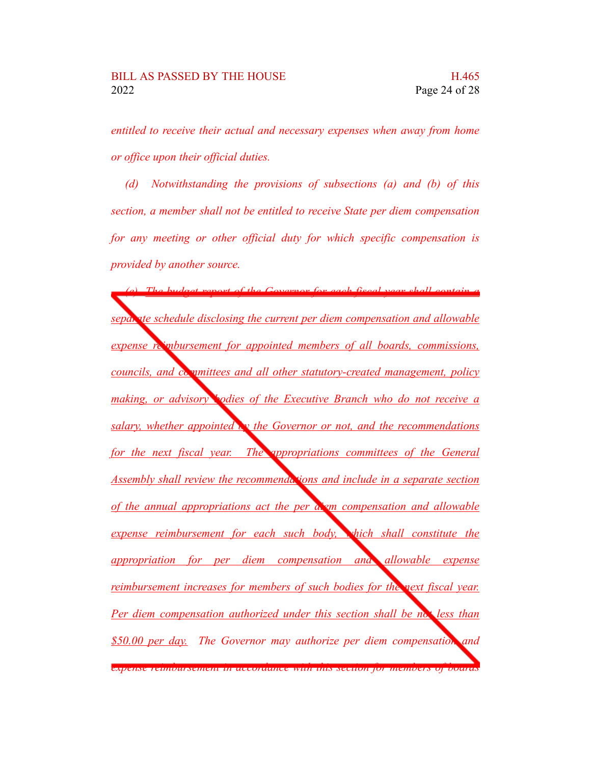*entitled to receive their actual and necessary expenses when away from home or office upon their official duties.*

*(d) Notwithstanding the provisions of subsections (a) and (b) of this section, a member shall not be entitled to receive State per diem compensation for any meeting or other official duty for which specific compensation is provided by another source.*

*(e) The budget report of the Governor for each fiscal year shall contain a separate schedule disclosing the current per diem compensation and allowable expense reimbursement for appointed members of all boards, commissions, councils, and committees and all other statutory-created management, policy making, or advisory bodies of the Executive Branch who do not receive a salary, whether appointed by the Governor or not, and the recommendations for the next fiscal year. The appropriations committees of the General Assembly shall review the recommendations and include in a separate section of the annual appropriations act the per diem compensation and allowable expense reimbursement for each such body, which shall constitute the appropriation for per diem compensation and allowable expense reimbursement increases for members of such bodies for the next fiscal year. Per diem compensation authorized under this section shall be not less than $50.00 per day. The Governor may authorize per diem compensation and expense reimbursement in accordance with this section for members of boards*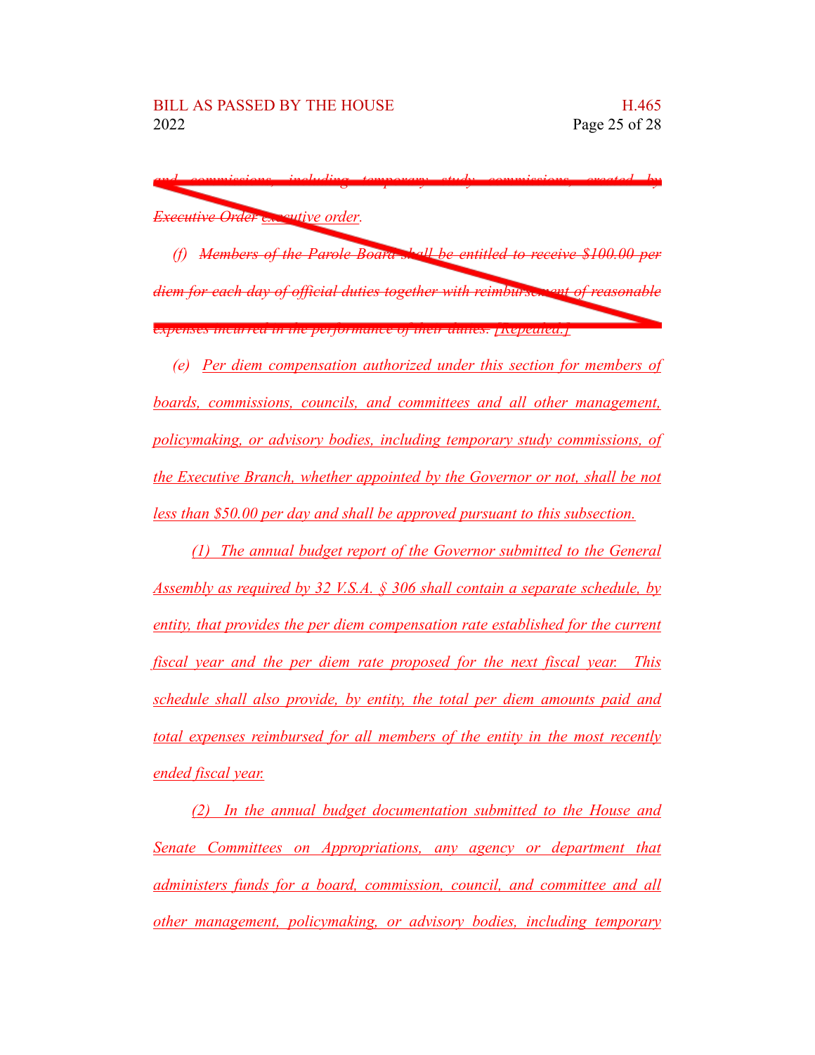~~*and commissions, including temporary study commissions, created by Executive Order*~~ *executive order.*

*(f)* ~~*Members of the Parole Board shall be entitled to receive $100.00 per diem for each day of official duties together with reimbursement of reasonable expenses incurred in the performance of their duties.*~~ *[Repealed.]*

*(e) Per diem compensation authorized under this section for members of boards, commissions, councils, and committees and all other management, policymaking, or advisory bodies, including temporary study commissions, of the Executive Branch, whether appointed by the Governor or not, shall be not less than $50.00 per day and shall be approved pursuant to this subsection.*

*(1) The annual budget report of the Governor submitted to the General Assembly as required by 32 V.S.A. § 306 shall contain a separate schedule, by entity, that provides the per diem compensation rate established for the current fiscal year and the per diem rate proposed for the next fiscal year. This schedule shall also provide, by entity, the total per diem amounts paid and total expenses reimbursed for all members of the entity in the most recently ended fiscal year.*

*(2) In the annual budget documentation submitted to the House and Senate Committees on Appropriations, any agency or department that administers funds for a board, commission, council, and committee and all other management, policymaking, or advisory bodies, including temporary*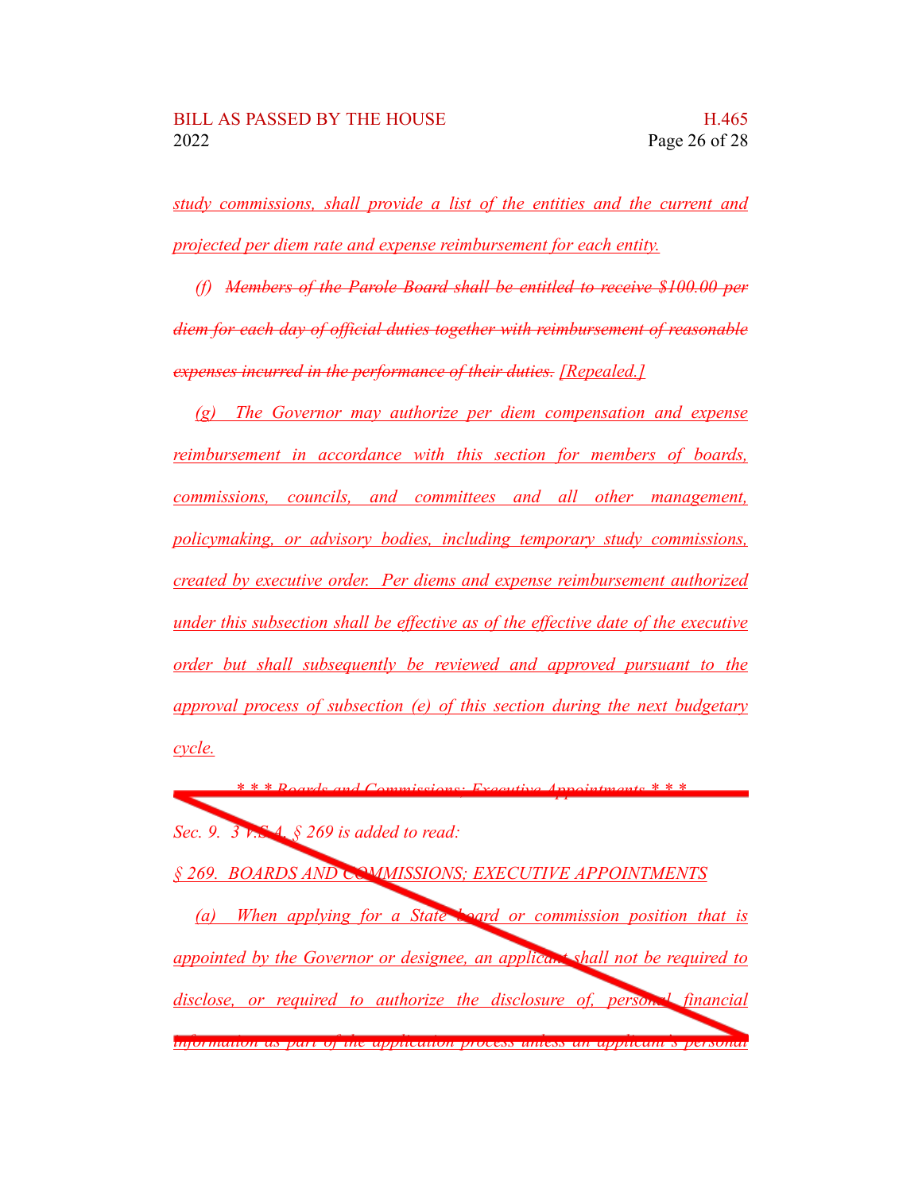*study commissions, shall provide a list of the entities and the current and projected per diem rate and expense reimbursement for each entity.*

(f) ~~Members of the Parole Board shall be entitled to receive $100.00 per diem for each day of official duties together with reimbursement of reasonable expenses incurred in the performance of their duties.~~ *[Repealed.]*

*(g) The Governor may authorize per diem compensation and expense reimbursement in accordance with this section for members of boards, commissions, councils, and committees and all other management, policymaking, or advisory bodies, including temporary study commissions, created by executive order. Per diems and expense reimbursement authorized under this subsection shall be effective as of the effective date of the executive order but shall subsequently be reviewed and approved pursuant to the approval process of subsection (e) of this section during the next budgetary cycle.*

~~*\* \* \* Boards and Commissions; Executive Appointments \* \* \**~~

~~*Sec. 9. 3 V.S.A. § 269 is added to read:*~~

~~*§ 269. BOARDS AND COMMISSIONS; EXECUTIVE APPOINTMENTS*~~

~~*(a) When applying for a State board or commission position that is appointed by the Governor or designee, an applicant shall not be required to disclose, or required to authorize the disclosure of, personal financial information as part of the application process unless an applicant's personal*~~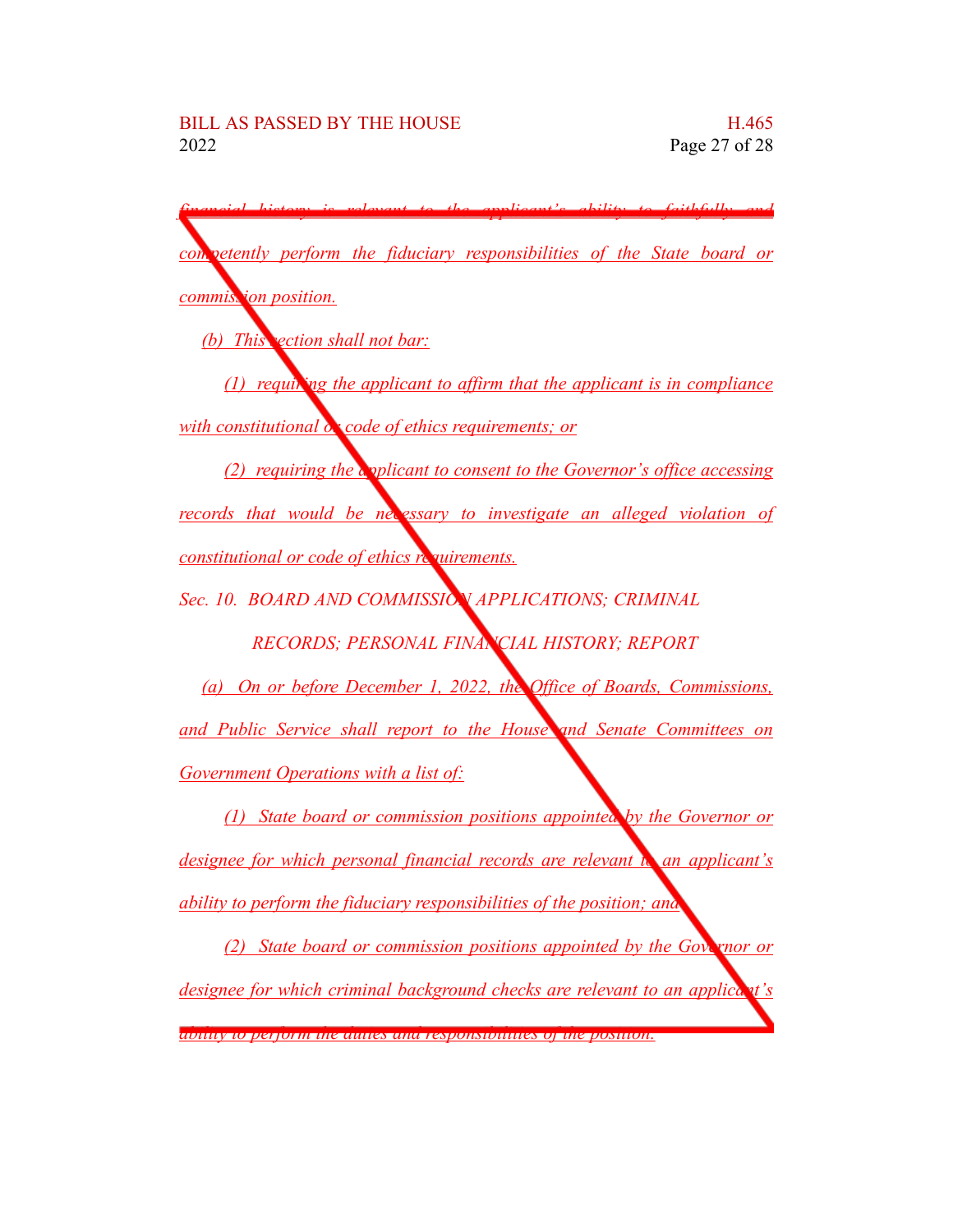*financial history is relevant to the applicant's ability to faithfully and competently perform the fiduciary responsibilities of the State board or commission position.*

*(b) This section shall not bar:*

*(1) requiring the applicant to affirm that the applicant is in compliance with constitutional or code of ethics requirements; or*

*(2) requiring the applicant to consent to the Governor's office accessing records that would be necessary to investigate an alleged violation of constitutional or code of ethics requirements.*

*Sec. 10. BOARD AND COMMISSION APPLICATIONS; CRIMINAL RECORDS; PERSONAL FINANCIAL HISTORY; REPORT*

*(a) On or before December 1, 2022, the Office of Boards, Commissions, and Public Service shall report to the House and Senate Committees on Government Operations with a list of:*

*(1) State board or commission positions appointed by the Governor or designee for which personal financial records are relevant to an applicant's ability to perform the fiduciary responsibilities of the position; and*

*(2) State board or commission positions appointed by the Governor or designee for which criminal background checks are relevant to an applicant's ability to perform the duties and responsibilities of the position.*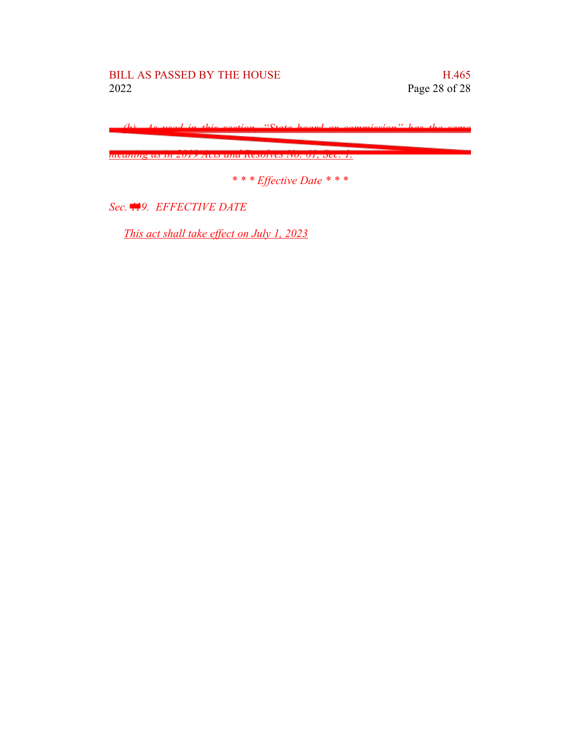~~*(b) As used in this section, "State board or commission" has the same meaning as in 2019 Acts and Resolves No. 61, Sec. 1.*~~

*\* \* \* Effective Date \* \* \**

*Sec. ~~1~~19. EFFECTIVE DATE*

*This act shall take effect on July 1, 2023*